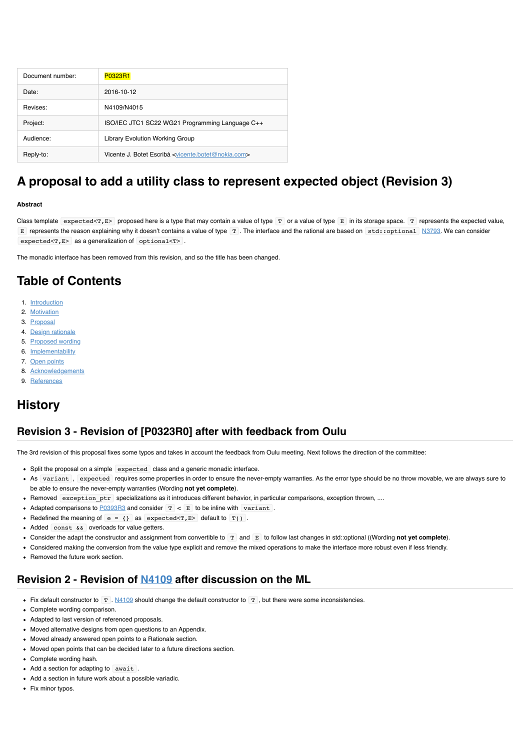| | |
|---|---|
| Document number: | P0323R1 |
| Date: | 2016-10-12 |
| Revises: | N4109/N4015 |
| Project: | ISO/IEC JTC1 SC22 WG21 Programming Language C++ |
| Audience: | Library Evolution Working Group |
| Reply-to: | Vicente J. Botet Escribá <vicente.botet@nokia.com> |

# A proposal to add a utility class to represent expected object (Revision 3)

**Abstract**

Class template `expected<T,E>` proposed here is a type that may contain a value of type `T` or a value of type `E` in its storage space. `T` represents the expected value, `E` represents the reason explaining why it doesn't contains a value of type `T`. The interface and the rational are based on `std::optional` N3793. We can consider `expected<T,E>` as a generalization of `optional<T>`.

The monadic interface has been removed from this revision, and so the title has been changed.

# Table of Contents

1. Introduction
2. Motivation
3. Proposal
4. Design rationale
5. Proposed wording
6. Implementability
7. Open points
8. Acknowledgements
9. References

# History

## Revision 3 - Revision of [P0323R0] after with feedback from Oulu

The 3rd revision of this proposal fixes some typos and takes in account the feedback from Oulu meeting. Next follows the direction of the committee:

- Split the proposal on a simple `expected` class and a generic monadic interface.
- As `variant`, `expected` requires some properties in order to ensure the never-empty warranties. As the error type should be no throw movable, we are always sure to be able to ensure the never-empty warranties (Wording **not yet complete**).
- Removed `exception_ptr` specializations as it introduces different behavior, in particular comparisons, exception thrown, ....
- Adapted comparisons to P0393R3 and consider `T` < `E` to be inline with `variant`.
- Redefined the meaning of `e = {}` as `expected<T,E>` default to `T()`.
- Added `const &&` overloads for value getters.
- Consider the adapt the constructor and assignment from convertible to `T` and `E` to follow last changes in std::optional ((Wording **not yet complete**).
- Considered making the conversion from the value type explicit and remove the mixed operations to make the interface more robust even if less friendly.
- Removed the future work section.

## Revision 2 - Revision of N4109 after discussion on the ML

- Fix default constructor to `T`. N4109 should change the default constructor to `T`, but there were some inconsistencies.
- Complete wording comparison.
- Adapted to last version of referenced proposals.
- Moved alternative designs from open questions to an Appendix.
- Moved already answered open points to a Rationale section.
- Moved open points that can be decided later to a future directions section.
- Complete wording hash.
- Add a section for adapting to `await`.
- Add a section in future work about a possible variadic.
- Fix minor typos.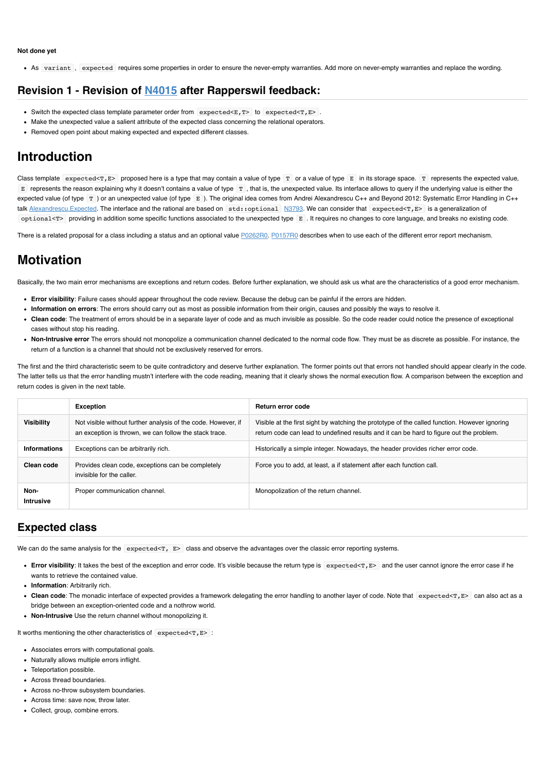**Not done yet**

- As `variant`, `expected` requires some properties in order to ensure the never-empty warranties. Add more on never-empty warranties and replace the wording.

## Revision 1 - Revision of N4015 after Rapperswil feedback:

- Switch the expected class template parameter order from `expected<E,T>` to `expected<T,E>`.
- Make the unexpected value a salient attribute of the expected class concerning the relational operators.
- Removed open point about making expected and expected different classes.

# Introduction

Class template `expected<T,E>` proposed here is a type that may contain a value of type `T` or a value of type `E` in its storage space. `T` represents the expected value, `E` represents the reason explaining why it doesn't contains a value of type `T`, that is, the unexpected value. Its interface allows to query if the underlying value is either the expected value (of type `T`) or an unexpected value (of type `E`). The original idea comes from Andrei Alexandrescu C++ and Beyond 2012: Systematic Error Handling in C++ talk Alexandrescu.Expected. The interface and the rational are based on `std::optional` N3793. We can consider that `expected<T,E>` is a generalization of `optional<T>` providing in addition some specific functions associated to the unexpected type `E`. It requires no changes to core language, and breaks no existing code.

There is a related proposal for a class including a status and an optional value P0262R0. P0157R0 describes when to use each of the different error report mechanism.

# Motivation

Basically, the two main error mechanisms are exceptions and return codes. Before further explanation, we should ask us what are the characteristics of a good error mechanism.

- **Error visibility**: Failure cases should appear throughout the code review. Because the debug can be painful if the errors are hidden.
- **Information on errors**: The errors should carry out as most as possible information from their origin, causes and possibly the ways to resolve it.
- **Clean code**: The treatment of errors should be in a separate layer of code and as much invisible as possible. So the code reader could notice the presence of exceptional cases without stop his reading.
- **Non-Intrusive error** The errors should not monopolize a communication channel dedicated to the normal code flow. They must be as discrete as possible. For instance, the return of a function is a channel that should not be exclusively reserved for errors.

The first and the third characteristic seem to be quite contradictory and deserve further explanation. The former points out that errors not handled should appear clearly in the code. The latter tells us that the error handling mustn't interfere with the code reading, meaning that it clearly shows the normal execution flow. A comparison between the exception and return codes is given in the next table.

| | Exception | Return error code |
|---|---|---|
| **Visibility** | Not visible without further analysis of the code. However, if an exception is thrown, we can follow the stack trace. | Visible at the first sight by watching the prototype of the called function. However ignoring return code can lead to undefined results and it can be hard to figure out the problem. |
| **Informations** | Exceptions can be arbitrarily rich. | Historically a simple integer. Nowadays, the header provides richer error code. |
| **Clean code** | Provides clean code, exceptions can be completely invisible for the caller. | Force you to add, at least, a if statement after each function call. |
| **Non-Intrusive** | Proper communication channel. | Monopolization of the return channel. |

## Expected class

We can do the same analysis for the `expected<T, E>` class and observe the advantages over the classic error reporting systems.

- **Error visibility**: It takes the best of the exception and error code. It's visible because the return type is `expected<T,E>` and the user cannot ignore the error case if he wants to retrieve the contained value.
- **Information**: Arbitrarily rich.
- **Clean code**: The monadic interface of expected provides a framework delegating the error handling to another layer of code. Note that `expected<T,E>` can also act as a bridge between an exception-oriented code and a nothrow world.
- **Non-Intrusive** Use the return channel without monopolizing it.

It worths mentioning the other characteristics of `expected<T,E>`:

- Associates errors with computational goals.
- Naturally allows multiple errors inflight.
- Teleportation possible.
- Across thread boundaries.
- Across no-throw subsystem boundaries.
- Across time: save now, throw later.
- Collect, group, combine errors.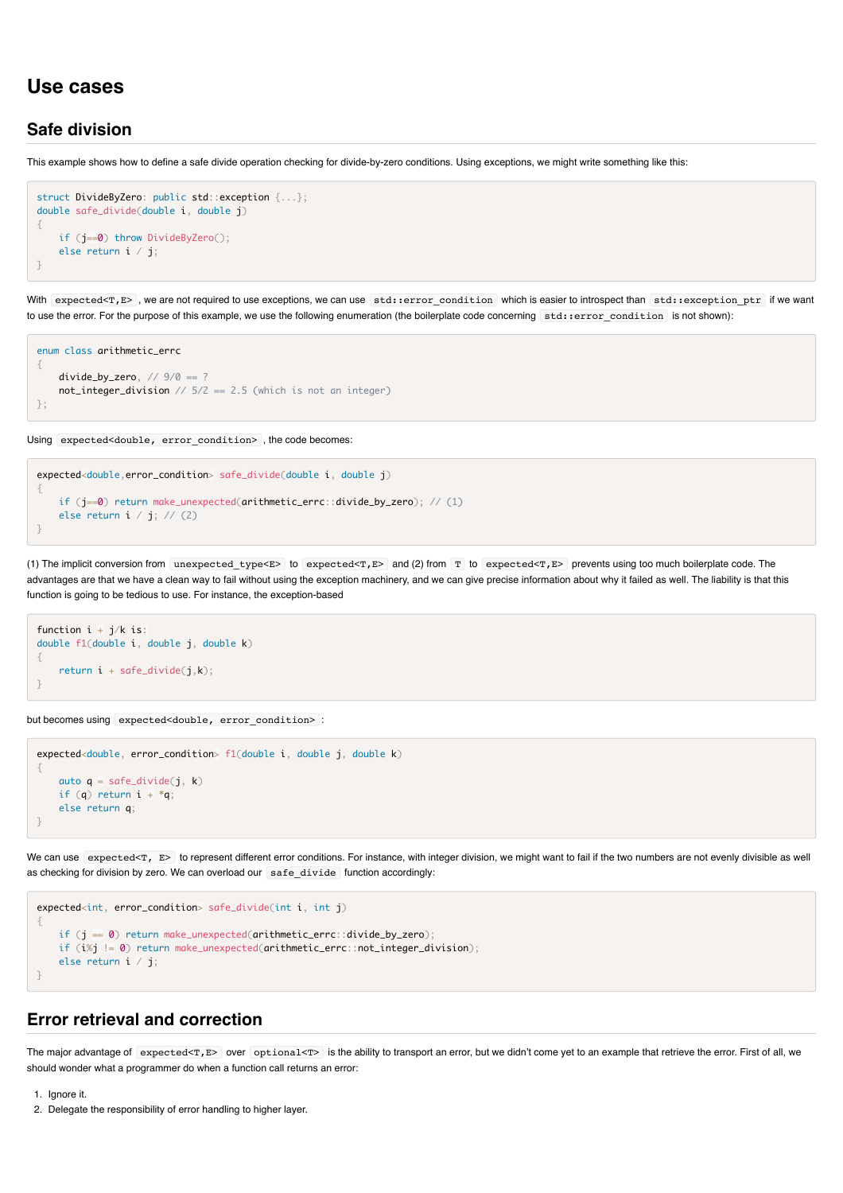# Use cases

## Safe division

This example shows how to define a safe divide operation checking for divide-by-zero conditions. Using exceptions, we might write something like this:

```
struct DivideByZero: public std::exception {...};
double safe_divide(double i, double j)
{
    if (j==0) throw DivideByZero();
    else return i / j;
}
```

With `expected<T,E>`, we are not required to use exceptions, we can use `std::error_condition` which is easier to introspect than `std::exception_ptr` if we want to use the error. For the purpose of this example, we use the following enumeration (the boilerplate code concerning `std::error_condition` is not shown):

```
enum class arithmetic_errc
{
    divide_by_zero, // 9/0 == ?
    not_integer_division // 5/2 == 2.5 (which is not an integer)
};
```

Using `expected<double, error_condition>`, the code becomes:

```
expected<double,error_condition> safe_divide(double i, double j)
{
    if (j==0) return make_unexpected(arithmetic_errc::divide_by_zero); // (1)
    else return i / j; // (2)
}
```

(1) The implicit conversion from `unexpected_type<E>` to `expected<T,E>` and (2) from `T` to `expected<T,E>` prevents using too much boilerplate code. The advantages are that we have a clean way to fail without using the exception machinery, and we can give precise information about why it failed as well. The liability is that this function is going to be tedious to use. For instance, the exception-based

```
function i + j/k is:
double f1(double i, double j, double k)
{
    return i + safe_divide(j,k);
}
```

but becomes using `expected<double, error_condition>`:

```
expected<double, error_condition> f1(double i, double j, double k)
{
    auto q = safe_divide(j, k)
    if (q) return i + *q;
    else return q;
}
```

We can use `expected<T, E>` to represent different error conditions. For instance, with integer division, we might want to fail if the two numbers are not evenly divisible as well as checking for division by zero. We can overload our `safe_divide` function accordingly:

```
expected<int, error_condition> safe_divide(int i, int j)
{
    if (j == 0) return make_unexpected(arithmetic_errc::divide_by_zero);
    if (i%j != 0) return make_unexpected(arithmetic_errc::not_integer_division);
    else return i / j;
}
```

## Error retrieval and correction

The major advantage of `expected<T,E>` over `optional<T>` is the ability to transport an error, but we didn't come yet to an example that retrieve the error. First of all, we should wonder what a programmer do when a function call returns an error:

1. Ignore it.
2. Delegate the responsibility of error handling to higher layer.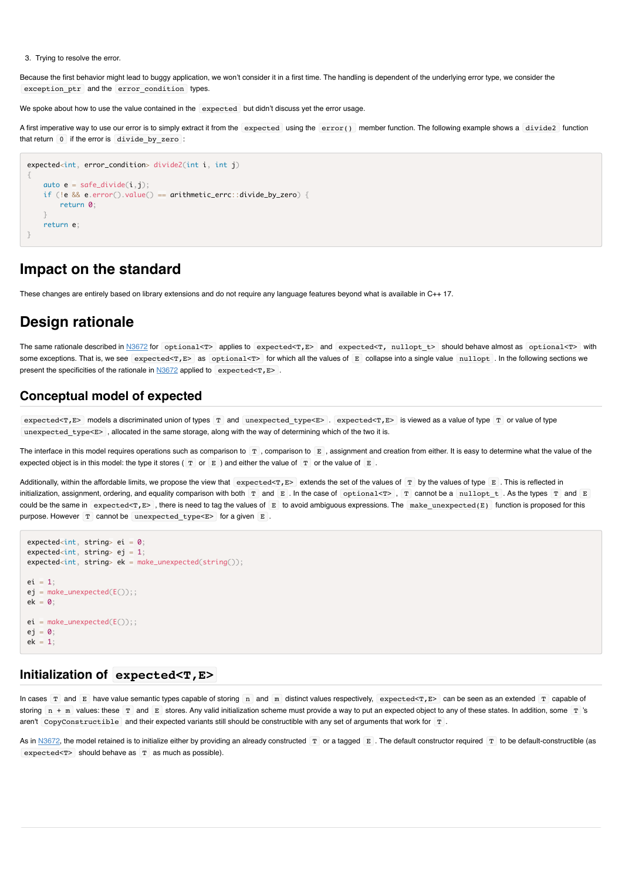3. Trying to resolve the error.

Because the first behavior might lead to buggy application, we won't consider it in a first time. The handling is dependent of the underlying error type, we consider the `exception_ptr` and the `error_condition` types.

We spoke about how to use the value contained in the `expected` but didn't discuss yet the error usage.

A first imperative way to use our error is to simply extract it from the `expected` using the `error()` member function. The following example shows a `divide2` function that return `0` if the error is `divide_by_zero`:

```
expected<int, error_condition> divide2(int i, int j)
{
    auto e = safe_divide(i,j);
    if (!e && e.error().value() == arithmetic_errc::divide_by_zero) {
        return 0;
    }
    return e;
}
```

# Impact on the standard

These changes are entirely based on library extensions and do not require any language features beyond what is available in C++ 17.

# Design rationale

The same rationale described in N3672 for `optional<T>` applies to `expected<T,E>` and `expected<T, nullopt_t>` should behave almost as `optional<T>` with some exceptions. That is, we see `expected<T,E>` as `optional<T>` for which all the values of `E` collapse into a single value `nullopt`. In the following sections we present the specificities of the rationale in N3672 applied to `expected<T,E>`.

## Conceptual model of expected

`expected<T,E>` models a discriminated union of types `T` and `unexpected_type<E>`. `expected<T,E>` is viewed as a value of type `T` or value of type `unexpected_type<E>`, allocated in the same storage, along with the way of determining which of the two it is.

The interface in this model requires operations such as comparison to `T`, comparison to `E`, assignment and creation from either. It is easy to determine what the value of the expected object is in this model: the type it stores (`T` or `E`) and either the value of `T` or the value of `E`.

Additionally, within the affordable limits, we propose the view that `expected<T,E>` extends the set of the values of `T` by the values of type `E`. This is reflected in initialization, assignment, ordering, and equality comparison with both `T` and `E`. In the case of `optional<T>`, `T` cannot be a `nullopt_t`. As the types `T` and `E` could be the same in `expected<T,E>`, there is need to tag the values of `E` to avoid ambiguous expressions. The `make_unexpected(E)` function is proposed for this purpose. However `T` cannot be `unexpected_type<E>` for a given `E`.

```
expected<int, string> ei = 0;
expected<int, string> ej = 1;
expected<int, string> ek = make_unexpected(string());

ei = 1;
ej = make_unexpected(E());;
ek = 0;

ei = make_unexpected(E());;
ej = 0;
ek = 1;
```

## Initialization of `expected<T,E>`

In cases `T` and `E` have value semantic types capable of storing `n` and `m` distinct values respectively, `expected<T,E>` can be seen as an extended `T` capable of storing `n + m` values: these `T` and `E` stores. Any valid initialization scheme must provide a way to put an expected object to any of these states. In addition, some `T` 's aren't `CopyConstructible` and their expected variants still should be constructible with any set of arguments that work for `T`.

As in N3672, the model retained is to initialize either by providing an already constructed `T` or a tagged `E`. The default constructor required `T` to be default-constructible (as `expected<T>` should behave as `T` as much as possible).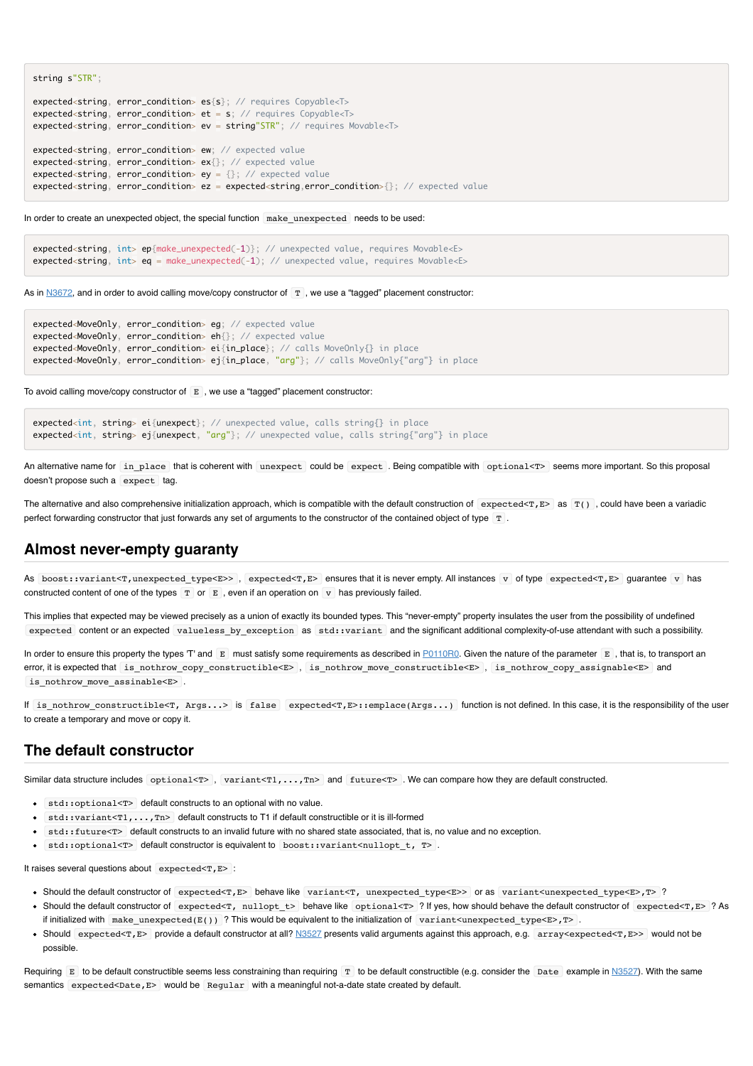```
string s"STR";

expected<string, error_condition> es{s}; // requires Copyable<T>
expected<string, error_condition> et = s; // requires Copyable<T>
expected<string, error_condition> ev = string"STR"; // requires Movable<T>

expected<string, error_condition> ew; // expected value
expected<string, error_condition> ex{}; // expected value
expected<string, error_condition> ey = {}; // expected value
expected<string, error_condition> ez = expected<string,error_condition>{}; // expected value
```

In order to create an unexpected object, the special function `make_unexpected` needs to be used:

```
expected<string, int> ep{make_unexpected(-1)}; // unexpected value, requires Movable<E>
expected<string, int> eq = make_unexpected(-1); // unexpected value, requires Movable<E>
```

As in N3672, and in order to avoid calling move/copy constructor of `T`, we use a "tagged" placement constructor:

```
expected<MoveOnly, error_condition> eg; // expected value
expected<MoveOnly, error_condition> eh{}; // expected value
expected<MoveOnly, error_condition> ei{in_place}; // calls MoveOnly{} in place
expected<MoveOnly, error_condition> ej{in_place, "arg"}; // calls MoveOnly{"arg"} in place
```

To avoid calling move/copy constructor of `E`, we use a "tagged" placement constructor:

```
expected<int, string> ei{unexpect}; // unexpected value, calls string{} in place
expected<int, string> ej{unexpect, "arg"}; // unexpected value, calls string{"arg"} in place
```

An alternative name for `in_place` that is coherent with `unexpect` could be `expect`. Being compatible with `optional<T>` seems more important. So this proposal doesn't propose such a `expect` tag.

The alternative and also comprehensive initialization approach, which is compatible with the default construction of `expected<T,E>` as `T()`, could have been a variadic perfect forwarding constructor that just forwards any set of arguments to the constructor of the contained object of type `T`.

## Almost never-empty guaranty

As `boost::variant<T,unexpected_type<E>>`, `expected<T,E>` ensures that it is never empty. All instances `v` of type `expected<T,E>` guarantee `v` has constructed content of one of the types `T` or `E`, even if an operation on `v` has previously failed.

This implies that expected may be viewed precisely as a union of exactly its bounded types. This "never-empty" property insulates the user from the possibility of undefined `expected` content or an expected `valueless_by_exception` as `std::variant` and the significant additional complexity-of-use attendant with such a possibility.

In order to ensure this property the types 'T' and `E` must satisfy some requirements as described in P0110R0. Given the nature of the parameter `E`, that is, to transport an error, it is expected that `is_nothrow_copy_constructible<E>`, `is_nothrow_move_constructible<E>`, `is_nothrow_copy_assignable<E>` and `is_nothrow_move_assinable<E>`.

If `is_nothrow_constructible<T, Args...>` is `false` `expected<T,E>::emplace(Args...)` function is not defined. In this case, it is the responsibility of the user to create a temporary and move or copy it.

## The default constructor

Similar data structure includes `optional<T>`, `variant<T1,...,Tn>` and `future<T>`. We can compare how they are default constructed.

- `std::optional<T>` default constructs to an optional with no value.
- `std::variant<T1,...,Tn>` default constructs to T1 if default constructible or it is ill-formed
- `std::future<T>` default constructs to an invalid future with no shared state associated, that is, no value and no exception.
- `std::optional<T>` default constructor is equivalent to `boost::variant<nullopt_t, T>`.

It raises several questions about `expected<T,E>`:

- Should the default constructor of `expected<T,E>` behave like `variant<T, unexpected_type<E>>` or as `variant<unexpected_type<E>,T>` ?
- Should the default constructor of `expected<T, nullopt_t>` behave like `optional<T>` ? If yes, how should behave the default constructor of `expected<T,E>` ? As if initialized with `make_unexpected(E())` ? This would be equivalent to the initialization of `variant<unexpected_type<E>,T>`.
- Should `expected<T,E>` provide a default constructor at all? N3527 presents valid arguments against this approach, e.g. `array<expected<T,E>>` would not be possible.

Requiring `E` to be default constructible seems less constraining than requiring `T` to be default constructible (e.g. consider the `Date` example in N3527). With the same semantics `expected<Date,E>` would be `Regular` with a meaningful not-a-date state created by default.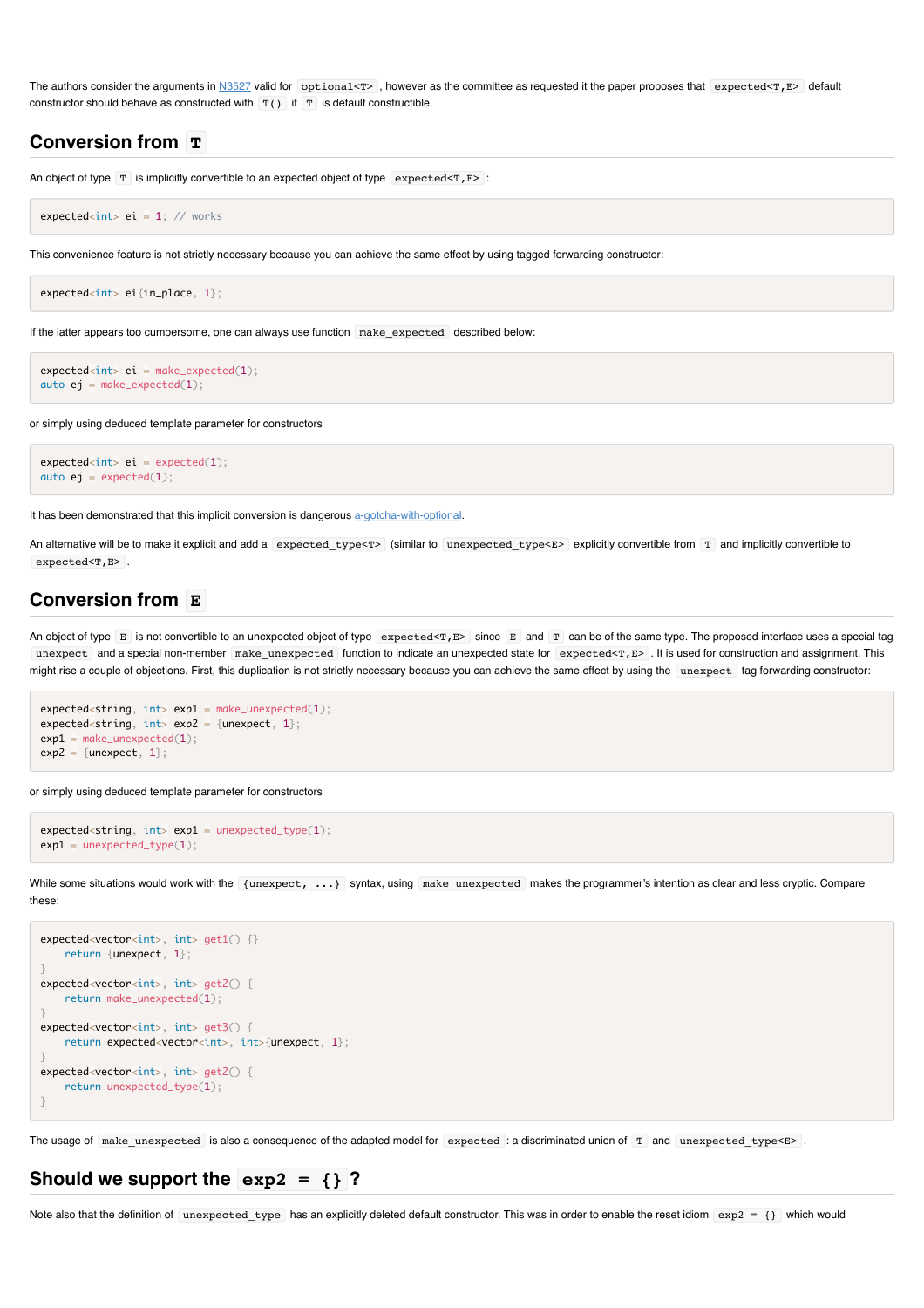The authors consider the arguments in [N3527](#) valid for `optional<T>`, however as the committee as requested it the paper proposes that `expected<T,E>` default constructor should behave as constructed with `T()` if `T` is default constructible.

## Conversion from `T`

An object of type `T` is implicitly convertible to an expected object of type `expected<T,E>`:

```
expected<int> ei = 1; // works
```

This convenience feature is not strictly necessary because you can achieve the same effect by using tagged forwarding constructor:

```
expected<int> ei{in_place, 1};
```

If the latter appears too cumbersome, one can always use function `make_expected` described below:

```
expected<int> ei = make_expected(1);
auto ej = make_expected(1);
```

or simply using deduced template parameter for constructors

```
expected<int> ei = expected(1);
auto ej = expected(1);
```

It has been demonstrated that this implicit conversion is dangerous [a-gotcha-with-optional](#).

An alternative will be to make it explicit and add a `expected_type<T>` (similar to `unexpected_type<E>` explicitly convertible from `T` and implicitly convertible to `expected<T,E>`.

## Conversion from `E`

An object of type `E` is not convertible to an unexpected object of type `expected<T,E>` since `E` and `T` can be of the same type. The proposed interface uses a special tag `unexpect` and a special non-member `make_unexpected` function to indicate an unexpected state for `expected<T,E>`. It is used for construction and assignment. This might rise a couple of objections. First, this duplication is not strictly necessary because you can achieve the same effect by using the `unexpect` tag forwarding constructor:

```
expected<string, int> exp1 = make_unexpected(1);
expected<string, int> exp2 = {unexpect, 1};
exp1 = make_unexpected(1);
exp2 = {unexpect, 1};
```

or simply using deduced template parameter for constructors

```
expected<string, int> exp1 = unexpected_type(1);
exp1 = unexpected_type(1);
```

While some situations would work with the `{unexpect, ...}` syntax, using `make_unexpected` makes the programmer's intention as clear and less cryptic. Compare these:

```
expected<vector<int>, int> get1() {}
    return {unexpect, 1};
}
expected<vector<int>, int> get2() {
    return make_unexpected(1);
}
expected<vector<int>, int> get3() {
    return expected<vector<int>, int>{unexpect, 1};
}
expected<vector<int>, int> get2() {
    return unexpected_type(1);
}
```

The usage of `make_unexpected` is also a consequence of the adapted model for `expected`: a discriminated union of `T` and `unexpected_type<E>`.

## Should we support the `exp2 = {}`?

Note also that the definition of `unexpected_type` has an explicitly deleted default constructor. This was in order to enable the reset idiom `exp2 = {}` which would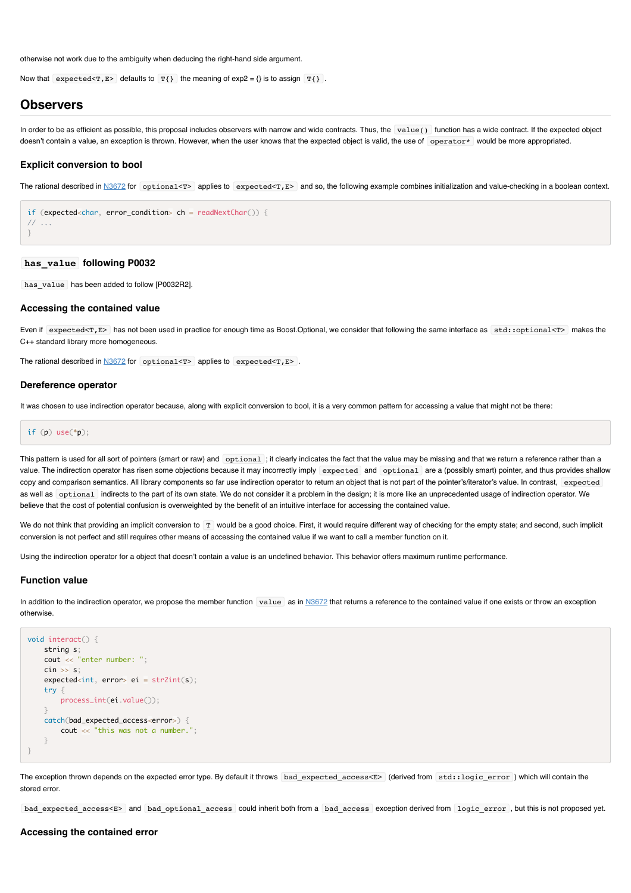otherwise not work due to the ambiguity when deducing the right-hand side argument.

Now that `expected<T,E>` defaults to `T{}` the meaning of exp2 = {} is to assign `T{}` .

## Observers

In order to be as efficient as possible, this proposal includes observers with narrow and wide contracts. Thus, the `value()` function has a wide contract. If the expected object doesn't contain a value, an exception is thrown. However, when the user knows that the expected object is valid, the use of `operator*` would be more appropriated.

### Explicit conversion to bool

The rational described in N3672 for `optional<T>` applies to `expected<T,E>` and so, the following example combines initialization and value-checking in a boolean context.

```
if (expected<char, error_condition> ch = readNextChar()) {
// ...
}
```

### `has_value` following P0032

`has_value` has been added to follow [P0032R2].

### Accessing the contained value

Even if `expected<T,E>` has not been used in practice for enough time as Boost.Optional, we consider that following the same interface as `std::optional<T>` makes the C++ standard library more homogeneous.

The rational described in N3672 for `optional<T>` applies to `expected<T,E>` .

### Dereference operator

It was chosen to use indirection operator because, along with explicit conversion to bool, it is a very common pattern for accessing a value that might not be there:

```
if (p) use(*p);
```

This pattern is used for all sort of pointers (smart or raw) and `optional` ; it clearly indicates the fact that the value may be missing and that we return a reference rather than a value. The indirection operator has risen some objections because it may incorrectly imply `expected` and `optional` are a (possibly smart) pointer, and thus provides shallow copy and comparison semantics. All library components so far use indirection operator to return an object that is not part of the pointer's/iterator's value. In contrast, `expected` as well as `optional` indirects to the part of its own state. We do not consider it a problem in the design; it is more like an unprecedented usage of indirection operator. We believe that the cost of potential confusion is overweighted by the benefit of an intuitive interface for accessing the contained value.

We do not think that providing an implicit conversion to `T` would be a good choice. First, it would require different way of checking for the empty state; and second, such implicit conversion is not perfect and still requires other means of accessing the contained value if we want to call a member function on it.

Using the indirection operator for a object that doesn't contain a value is an undefined behavior. This behavior offers maximum runtime performance.

### Function value

In addition to the indirection operator, we propose the member function `value` as in N3672 that returns a reference to the contained value if one exists or throw an exception otherwise.

```
void interact() {
    string s;
    cout << "enter number: ";
    cin >> s;
    expected<int, error> ei = str2int(s);
    try {
        process_int(ei.value());
    }
    catch(bad_expected_access<error>) {
        cout << "this was not a number.";
    }
}
```

The exception thrown depends on the expected error type. By default it throws `bad_expected_access<E>` (derived from `std::logic_error` ) which will contain the stored error.

`bad_expected_access<E>` and `bad_optional_access` could inherit both from a `bad_access` exception derived from `logic_error` , but this is not proposed yet.

### Accessing the contained error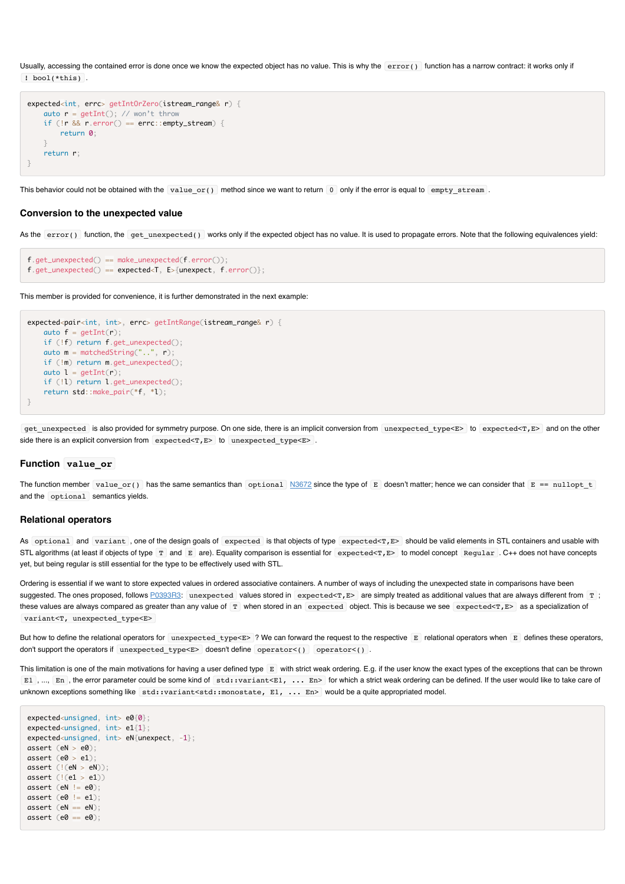Usually, accessing the contained error is done once we know the expected object has no value. This is why the `error()` function has a narrow contract: it works only if `! bool(*this)`.

```
expected<int, errc> getIntOrZero(istream_range& r) {
    auto r = getInt(); // won't throw
    if (!r && r.error() == errc::empty_stream) {
        return 0;
    }
    return r;
}
```

This behavior could not be obtained with the `value_or()` method since we want to return `0` only if the error is equal to `empty_stream`.

### Conversion to the unexpected value

As the `error()` function, the `get_unexpected()` works only if the expected object has no value. It is used to propagate errors. Note that the following equivalences yield:

```
f.get_unexpected() == make_unexpected(f.error());
f.get_unexpected() == expected<T, E>{unexpect, f.error()};
```

This member is provided for convenience, it is further demonstrated in the next example:

```
expected<pair<int, int>, errc> getIntRange(istream_range& r) {
    auto f = getInt(r);
    if (!f) return f.get_unexpected();
    auto m = matchedString("..", r);
    if (!m) return m.get_unexpected();
    auto l = getInt(r);
    if (!l) return l.get_unexpected();
    return std::make_pair(*f, *l);
}
```

`get_unexpected` is also provided for symmetry purpose. On one side, there is an implicit conversion from `unexpected_type<E>` to `expected<T,E>` and on the other side there is an explicit conversion from `expected<T,E>` to `unexpected_type<E>`.

### Function `value_or`

The function member `value_or()` has the same semantics than `optional` N3672 since the type of `E` doesn't matter; hence we can consider that `E == nullopt_t` and the `optional` semantics yields.

### Relational operators

As `optional` and `variant`, one of the design goals of `expected` is that objects of type `expected<T,E>` should be valid elements in STL containers and usable with STL algorithms (at least if objects of type `T` and `E` are). Equality comparison is essential for `expected<T,E>` to model concept `Regular`. C++ does not have concepts yet, but being regular is still essential for the type to be effectively used with STL.

Ordering is essential if we want to store expected values in ordered associative containers. A number of ways of including the unexpected state in comparisons have been suggested. The ones proposed, follows P0393R3: `unexpected` values stored in `expected<T,E>` are simply treated as additional values that are always different from `T`; these values are always compared as greater than any value of `T` when stored in an `expected` object. This is because we see `expected<T,E>` as a specialization of `variant<T, unexpected_type<E>`

But how to define the relational operators for `unexpected_type<E>`? We can forward the request to the respective `E` relational operators when `E` defines these operators, don't support the operators if `unexpected_type<E>` doesn't define `operator<()` `operator<()`.

This limitation is one of the main motivations for having a user defined type `E` with strict weak ordering. E.g. if the user know the exact types of the exceptions that can be thrown `E1`, ..., `En`, the error parameter could be some kind of `std::variant<E1, ... En>` for which a strict weak ordering can be defined. If the user would like to take care of unknown exceptions something like `std::variant<std::monostate, E1, ... En>` would be a quite appropriated model.

```
expected<unsigned, int> e0{0};
expected<unsigned, int> e1{1};
expected<unsigned, int> eN{unexpect, -1};
assert (eN > e0);
assert (e0 > e1);
assert (!(eN > eN));
assert (!(e1 > e1))
assert (eN != e0);
assert (e0 != e1);
assert (eN == eN);
assert (e0 == e0);
```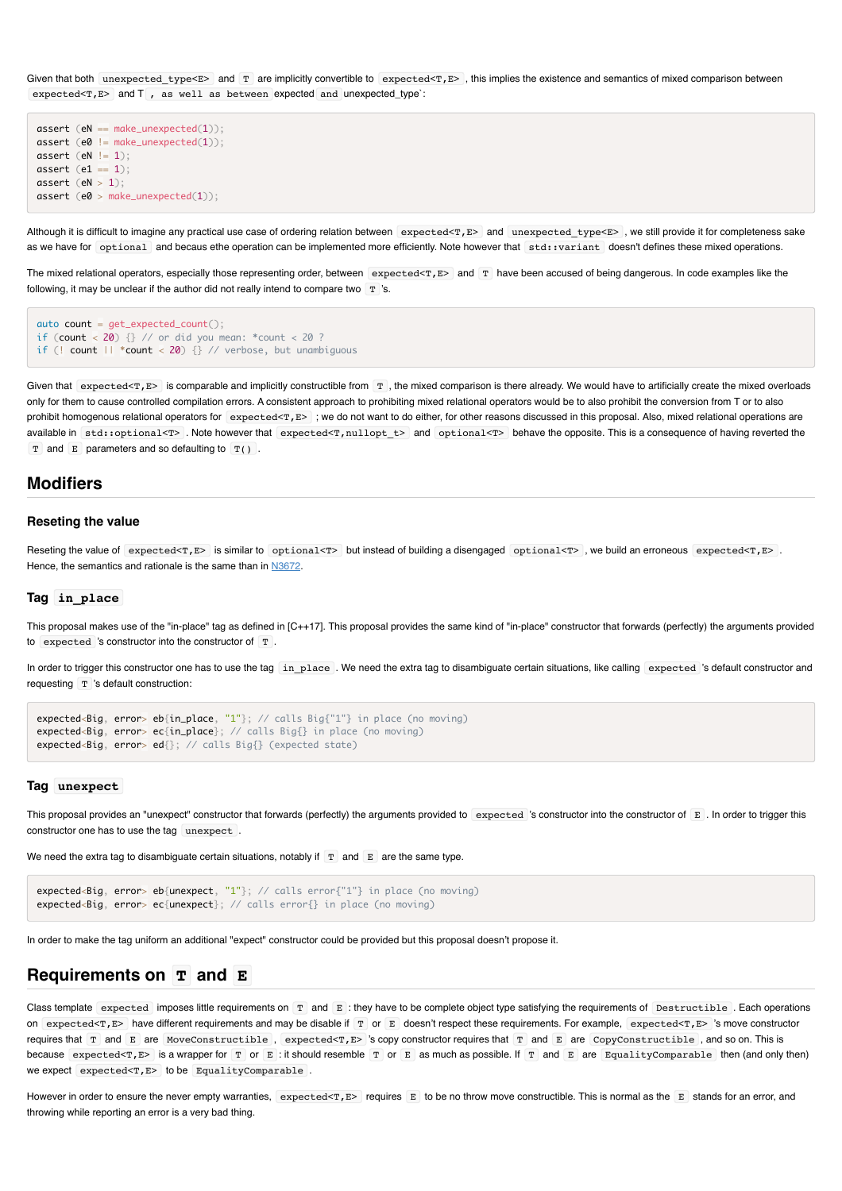Given that both `unexpected_type<E>` and `T` are implicitly convertible to `expected<T,E>`, this implies the existence and semantics of mixed comparison between `expected<T,E>` and T , as well as between expected and unexpected_type`:

```
assert (eN == make_unexpected(1));
assert (e0 != make_unexpected(1));
assert (eN != 1);
assert (e1 == 1);
assert (eN > 1);
assert (e0 > make_unexpected(1));
```

Although it is difficult to imagine any practical use case of ordering relation between `expected<T,E>` and `unexpected_type<E>`, we still provide it for completeness sake as we have for `optional` and becaus ethe operation can be implemented more efficiently. Note however that `std::variant` doesn't defines these mixed operations.

The mixed relational operators, especially those representing order, between `expected<T,E>` and `T` have been accused of being dangerous. In code examples like the following, it may be unclear if the author did not really intend to compare two `T`'s.

```
auto count = get_expected_count();
if (count < 20) {} // or did you mean: *count < 20 ?
if (! count || *count < 20) {} // verbose, but unambiguous
```

Given that `expected<T,E>` is comparable and implicitly constructible from `T`, the mixed comparison is there already. We would have to artificially create the mixed overloads only for them to cause controlled compilation errors. A consistent approach to prohibiting mixed relational operators would be to also prohibit the conversion from T or to also prohibit homogenous relational operators for `expected<T,E>`; we do not want to do either, for other reasons discussed in this proposal. Also, mixed relational operations are available in `std::optional<T>`. Note however that `expected<T,nullopt_t>` and `optional<T>` behave the opposite. This is a consequence of having reverted the `T` and `E` parameters and so defaulting to `T()`.

## Modifiers

### Reseting the value

Reseting the value of `expected<T,E>` is similar to `optional<T>` but instead of building a disengaged `optional<T>`, we build an erroneous `expected<T,E>`. Hence, the semantics and rationale is the same than in N3672.

### Tag `in_place`

This proposal makes use of the "in-place" tag as defined in [C++17]. This proposal provides the same kind of "in-place" constructor that forwards (perfectly) the arguments provided to `expected`'s constructor into the constructor of `T`.

In order to trigger this constructor one has to use the tag `in_place`. We need the extra tag to disambiguate certain situations, like calling `expected`'s default constructor and requesting `T`'s default construction:

```
expected<Big, error> eb{in_place, "1"}; // calls Big{"1"} in place (no moving)
expected<Big, error> ec{in_place}; // calls Big{} in place (no moving)
expected<Big, error> ed{}; // calls Big{} (expected state)
```

### Tag `unexpect`

This proposal provides an "unexpect" constructor that forwards (perfectly) the arguments provided to `expected`'s constructor into the constructor of `E`. In order to trigger this constructor one has to use the tag `unexpect`.

We need the extra tag to disambiguate certain situations, notably if `T` and `E` are the same type.

```
expected<Big, error> eb{unexpect, "1"}; // calls error{"1"} in place (no moving)
expected<Big, error> ec{unexpect}; // calls error{} in place (no moving)
```

In order to make the tag uniform an additional "expect" constructor could be provided but this proposal doesn't propose it.

## Requirements on `T` and `E`

Class template `expected` imposes little requirements on `T` and `E`: they have to be complete object type satisfying the requirements of `Destructible`. Each operations on `expected<T,E>` have different requirements and may be disable if `T` or `E` doesn't respect these requirements. For example, `expected<T,E>`'s move constructor requires that `T` and `E` are `MoveConstructible`, `expected<T,E>`'s copy constructor requires that `T` and `E` are `CopyConstructible`, and so on. This is because `expected<T,E>` is a wrapper for `T` or `E`: it should resemble `T` or `E` as much as possible. If `T` and `E` are `EqualityComparable` then (and only then) we expect `expected<T,E>` to be `EqualityComparable`.

However in order to ensure the never empty warranties, `expected<T,E>` requires `E` to be no throw move constructible. This is normal as the `E` stands for an error, and throwing while reporting an error is a very bad thing.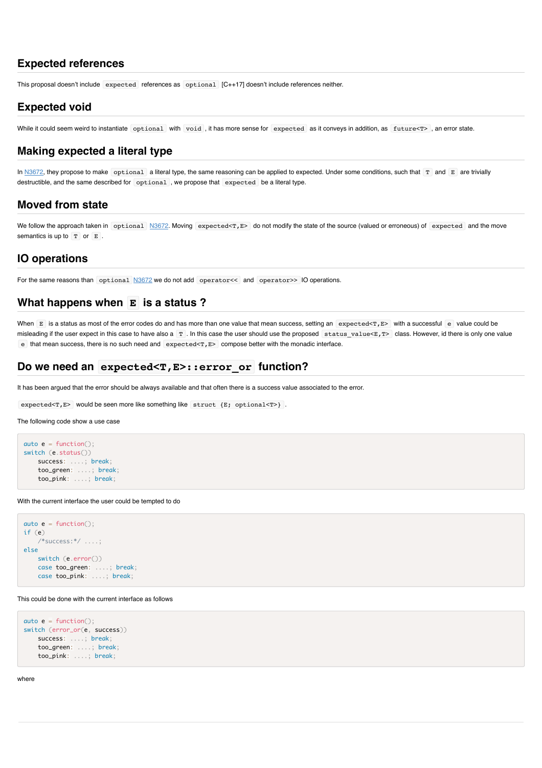## Expected references

This proposal doesn't include `expected` references as `optional` [C++17] doesn't include references neither.

## Expected void

While it could seem weird to instantiate `optional` with `void`, it has more sense for `expected` as it conveys in addition, as `future<T>`, an error state.

## Making expected a literal type

In N3672, they propose to make `optional` a literal type, the same reasoning can be applied to expected. Under some conditions, such that `T` and `E` are trivially destructible, and the same described for `optional`, we propose that `expected` be a literal type.

## Moved from state

We follow the approach taken in `optional` N3672. Moving `expected<T,E>` do not modify the state of the source (valued or erroneous) of `expected` and the move semantics is up to `T` or `E`.

## IO operations

For the same reasons than `optional` N3672 we do not add `operator<<` and `operator>>` IO operations.

## What happens when `E` is a status ?

When `E` is a status as most of the error codes do and has more than one value that mean success, setting an `expected<T,E>` with a successful `e` value could be misleading if the user expect in this case to have also a `T`. In this case the user should use the proposed `status_value<E,T>` class. However, id there is only one value `e` that mean success, there is no such need and `expected<T,E>` compose better with the monadic interface.

## Do we need an `expected<T,E>::error_or` function?

It has been argued that the error should be always available and that often there is a success value associated to the error.

`expected<T,E>` would be seen more like something like `struct {E; optional<T>}`.

The following code show a use case

```
auto e = function();
switch (e.status())
    success: ....; break;
    too_green: ....; break;
    too_pink: ....; break;
```

With the current interface the user could be tempted to do

```
auto e = function();
if (e)
    /*success:*/ ....;
else
    switch (e.error())
    case too_green: ....; break;
    case too_pink: ....; break;
```

This could be done with the current interface as follows

```
auto e = function();
switch (error_or(e, success))
    success: ....; break;
    too_green: ....; break;
    too_pink: ....; break;
```

where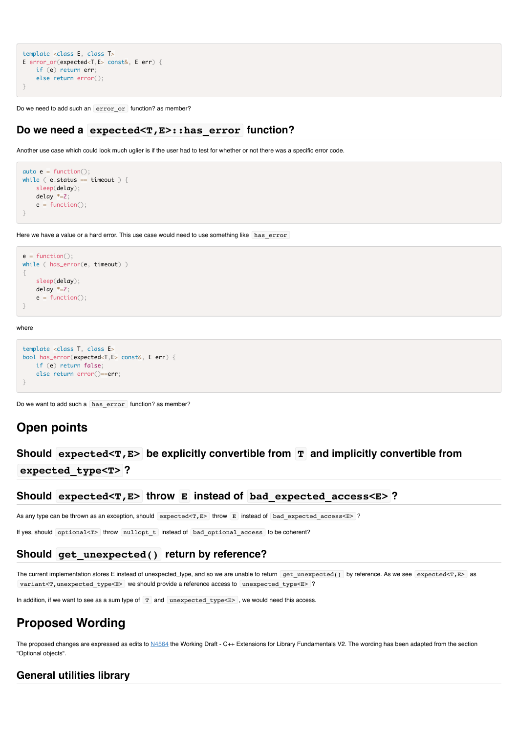```
template <class E, class T>
E error_or(expected<T,E> const&, E err) {
    if (e) return err;
    else return error();
}
```

Do we need to add such an `error_or` function? as member?

## Do we need a `expected<T,E>::has_error` function?

Another use case which could look much uglier is if the user had to test for whether or not there was a specific error code.

```
auto e = function();
while ( e.status == timeout ) {
    sleep(delay);
    delay *=2;
    e = function();
}
```

Here we have a value or a hard error. This use case would need to use something like `has_error`

```
e = function();
while ( has_error(e, timeout) )
{
    sleep(delay);
    delay *=2;
    e = function();
}
```

where

```
template <class T, class E>
bool has_error(expected<T,E> const&, E err) {
    if (e) return false;
    else return error()==err;
}
```

Do we want to add such a `has_error` function? as member?

# Open points

## Should `expected<T,E>` be explicitly convertible from `T` and implicitly convertible from `expected_type<T>` ?

## Should `expected<T,E>` throw `E` instead of `bad_expected_access<E>` ?

As any type can be thrown as an exception, should `expected<T,E>` throw `E` instead of `bad_expected_access<E>` ?

If yes, should `optional<T>` throw `nullopt_t` instead of `bad_optional_access` to be coherent?

## Should `get_unexpected()` return by reference?

The current implementation stores E instead of unexpected_type, and so we are unable to return `get_unexpected()` by reference. As we see `expected<T,E>` as `variant<T,unexpected_type<E>` we should provide a reference access to `unexpected_type<E>` ?

In addition, if we want to see as a sum type of `T` and `unexpected_type<E>`, we would need this access.

# Proposed Wording

The proposed changes are expressed as edits to N4564 the Working Draft - C++ Extensions for Library Fundamentals V2. The wording has been adapted from the section "Optional objects".

## General utilities library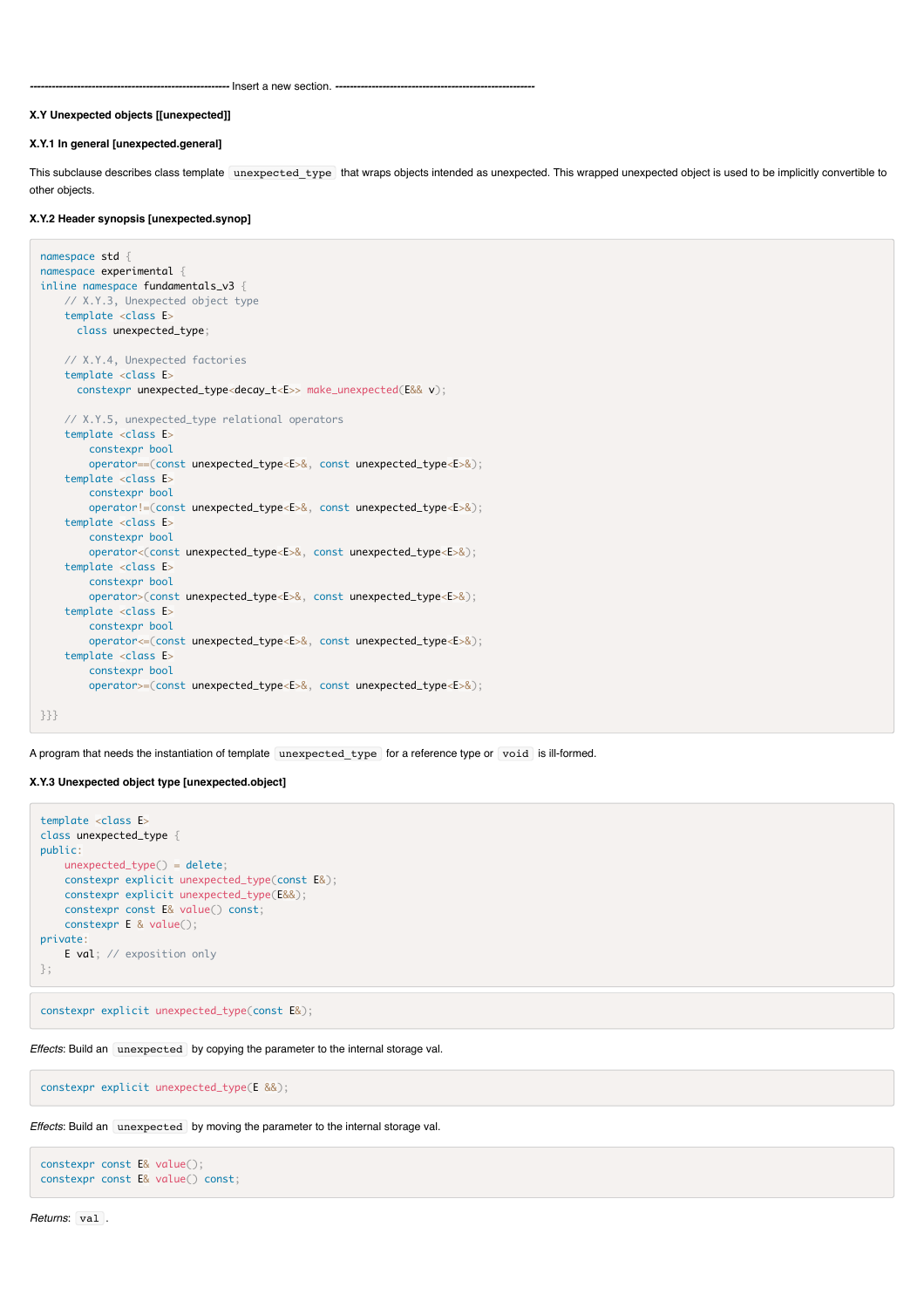------------------------------------------------------- Insert a new section. -------------------------------------------------------

**X.Y Unexpected objects [[unexpected]]**

**X.Y.1 In general [unexpected.general]**

This subclause describes class template `unexpected_type` that wraps objects intended as unexpected. This wrapped unexpected object is used to be implicitly convertible to other objects.

**X.Y.2 Header synopsis [unexpected.synop]**

```
namespace std {
namespace experimental {
inline namespace fundamentals_v3 {
    // X.Y.3, Unexpected object type
    template <class E>
      class unexpected_type;

    // X.Y.4, Unexpected factories
    template <class E>
      constexpr unexpected_type<decay_t<E>> make_unexpected(E&& v);

    // X.Y.5, unexpected_type relational operators
    template <class E>
        constexpr bool
        operator==(const unexpected_type<E>&, const unexpected_type<E>&);
    template <class E>
        constexpr bool
        operator!=(const unexpected_type<E>&, const unexpected_type<E>&);
    template <class E>
        constexpr bool
        operator<(const unexpected_type<E>&, const unexpected_type<E>&);
    template <class E>
        constexpr bool
        operator>(const unexpected_type<E>&, const unexpected_type<E>&);
    template <class E>
        constexpr bool
        operator<=(const unexpected_type<E>&, const unexpected_type<E>&);
    template <class E>
        constexpr bool
        operator>=(const unexpected_type<E>&, const unexpected_type<E>&);

}}}
```

A program that needs the instantiation of template `unexpected_type` for a reference type or `void` is ill-formed.

**X.Y.3 Unexpected object type [unexpected.object]**

```
template <class E>
class unexpected_type {
public:
    unexpected_type() = delete;
    constexpr explicit unexpected_type(const E&);
    constexpr explicit unexpected_type(E&&);
    constexpr const E& value() const;
    constexpr E & value();
private:
    E val; // exposition only
};
```

```
constexpr explicit unexpected_type(const E&);
```

*Effects*: Build an `unexpected` by copying the parameter to the internal storage val.

```
constexpr explicit unexpected_type(E &&);
```

*Effects*: Build an `unexpected` by moving the parameter to the internal storage val.

```
constexpr const E& value();
constexpr const E& value() const;
```

*Returns*: `val`.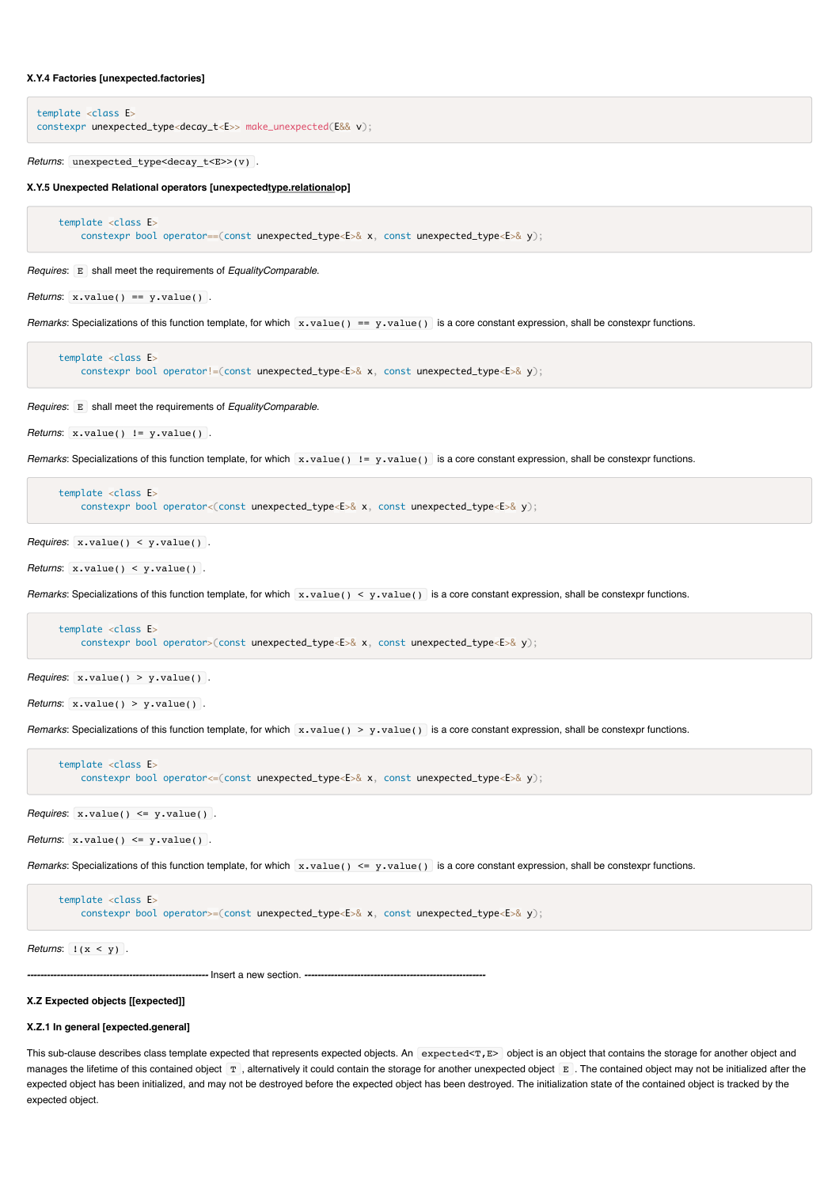#### X.Y.4 Factories [unexpected.factories]

```
template <class E>
constexpr unexpected_type<decay_t<E>> make_unexpected(E&& v);
```

*Returns*: `unexpected_type<decay_t<E>>(v)`.

#### X.Y.5 Unexpected Relational operators [unexpectedtype.relationalop]

```
template <class E>
    constexpr bool operator==(const unexpected_type<E>& x, const unexpected_type<E>& y);
```

*Requires*: `E` shall meet the requirements of *EqualityComparable*.

*Returns*: `x.value() == y.value()`.

*Remarks*: Specializations of this function template, for which `x.value() == y.value()` is a core constant expression, shall be constexpr functions.

```
template <class E>
    constexpr bool operator!=(const unexpected_type<E>& x, const unexpected_type<E>& y);
```

*Requires*: `E` shall meet the requirements of *EqualityComparable*.

*Returns*: `x.value() != y.value()`.

*Remarks*: Specializations of this function template, for which `x.value() != y.value()` is a core constant expression, shall be constexpr functions.

```
template <class E>
    constexpr bool operator<(const unexpected_type<E>& x, const unexpected_type<E>& y);
```

*Requires*: `x.value() < y.value()`.

*Returns*: `x.value() < y.value()`.

*Remarks*: Specializations of this function template, for which `x.value() < y.value()` is a core constant expression, shall be constexpr functions.

```
template <class E>
    constexpr bool operator>(const unexpected_type<E>& x, const unexpected_type<E>& y);
```

*Requires*: `x.value() > y.value()`.

*Returns*: `x.value() > y.value()`.

*Remarks*: Specializations of this function template, for which `x.value() > y.value()` is a core constant expression, shall be constexpr functions.

```
template <class E>
    constexpr bool operator<=(const unexpected_type<E>& x, const unexpected_type<E>& y);
```

*Requires*: `x.value() <= y.value()`.

*Returns*: `x.value() <= y.value()`.

*Remarks*: Specializations of this function template, for which `x.value() <= y.value()` is a core constant expression, shall be constexpr functions.

```
template <class E>
    constexpr bool operator>=(const unexpected_type<E>& x, const unexpected_type<E>& y);
```

*Returns*: `!(x < y)`.

-------------------------------------------------------- Insert a new section. --------------------------------------------------------

### X.Z Expected objects [[expected]]

#### X.Z.1 In general [expected.general]

This sub-clause describes class template expected that represents expected objects. An `expected<T,E>` object is an object that contains the storage for another object and manages the lifetime of this contained object `T`, alternatively it could contain the storage for another unexpected object `E`. The contained object may not be initialized after the expected object has been initialized, and may not be destroyed before the expected object has been destroyed. The initialization state of the contained object is tracked by the expected object.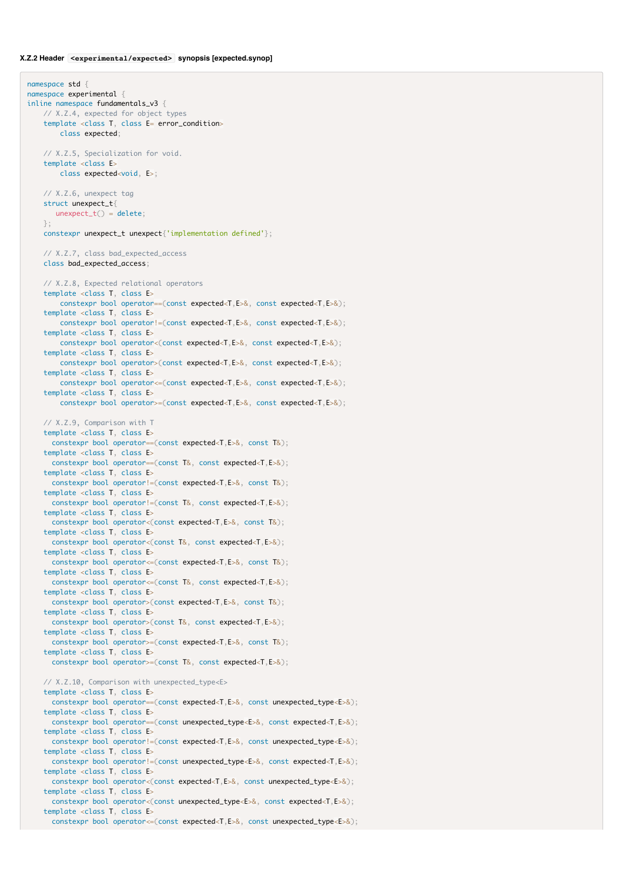**X.Z.2 Header `<experimental/expected>` synopsis [expected.synop]**

```
namespace std {
namespace experimental {
inline namespace fundamentals_v3 {
    // X.Z.4, expected for object types
    template <class T, class E= error_condition>
        class expected;

    // X.Z.5, Specialization for void.
    template <class E>
        class expected<void, E>;

    // X.Z.6, unexpect tag
    struct unexpect_t{
       unexpect_t() = delete;
    };
    constexpr unexpect_t unexpect{'implementation defined'};

    // X.Z.7, class bad_expected_access
    class bad_expected_access;

    // X.Z.8, Expected relational operators
    template <class T, class E>
        constexpr bool operator==(const expected<T,E>&, const expected<T,E>&);
    template <class T, class E>
        constexpr bool operator!=(const expected<T,E>&, const expected<T,E>&);
    template <class T, class E>
        constexpr bool operator<(const expected<T,E>&, const expected<T,E>&);
    template <class T, class E>
        constexpr bool operator>(const expected<T,E>&, const expected<T,E>&);
    template <class T, class E>
        constexpr bool operator<=(const expected<T,E>&, const expected<T,E>&);
    template <class T, class E>
        constexpr bool operator>=(const expected<T,E>&, const expected<T,E>&);

    // X.Z.9, Comparison with T
    template <class T, class E>
      constexpr bool operator==(const expected<T,E>&, const T&);
    template <class T, class E>
      constexpr bool operator==(const T&, const expected<T,E>&);
    template <class T, class E>
      constexpr bool operator!=(const expected<T,E>&, const T&);
    template <class T, class E>
      constexpr bool operator!=(const T&, const expected<T,E>&);
    template <class T, class E>
      constexpr bool operator<(const expected<T,E>&, const T&);
    template <class T, class E>
      constexpr bool operator<(const T&, const expected<T,E>&);
    template <class T, class E>
      constexpr bool operator<=(const expected<T,E>&, const T&);
    template <class T, class E>
      constexpr bool operator<=(const T&, const expected<T,E>&);
    template <class T, class E>
      constexpr bool operator>(const expected<T,E>&, const T&);
    template <class T, class E>
      constexpr bool operator>(const T&, const expected<T,E>&);
    template <class T, class E>
      constexpr bool operator>=(const expected<T,E>&, const T&);
    template <class T, class E>
      constexpr bool operator>=(const T&, const expected<T,E>&);

    // X.Z.10, Comparison with unexpected_type<E>
    template <class T, class E>
      constexpr bool operator==(const expected<T,E>&, const unexpected_type<E>&);
    template <class T, class E>
      constexpr bool operator==(const unexpected_type<E>&, const expected<T,E>&);
    template <class T, class E>
      constexpr bool operator!=(const expected<T,E>&, const unexpected_type<E>&);
    template <class T, class E>
      constexpr bool operator!=(const unexpected_type<E>&, const expected<T,E>&);
    template <class T, class E>
      constexpr bool operator<(const expected<T,E>&, const unexpected_type<E>&);
    template <class T, class E>
      constexpr bool operator<(const unexpected_type<E>&, const expected<T,E>&);
    template <class T, class E>
      constexpr bool operator<=(const expected<T,E>&, const unexpected_type<E>&);
```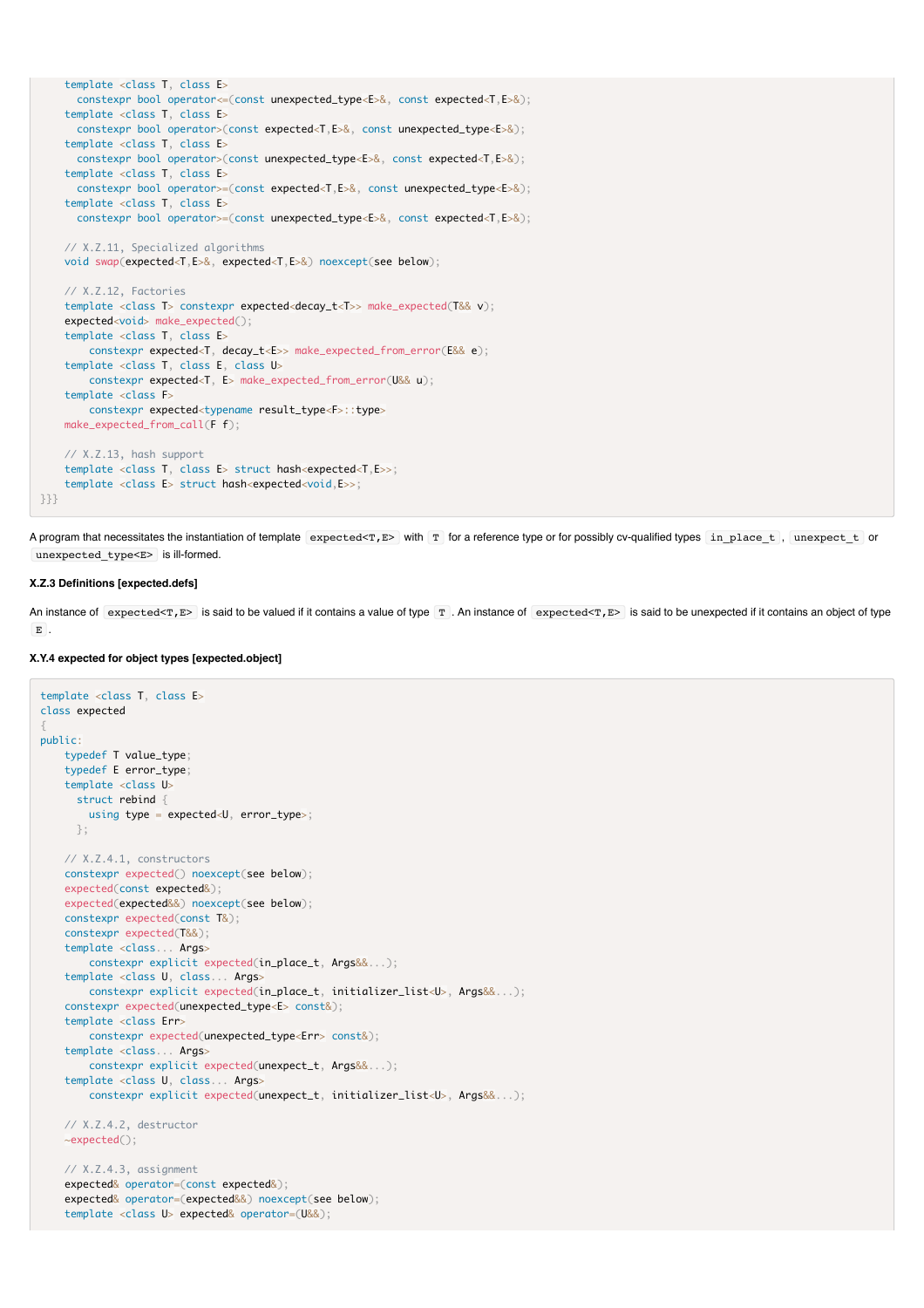```
  template <class T, class E>
    constexpr bool operator<=(const unexpected_type<E>&, const expected<T,E>&);
  template <class T, class E>
    constexpr bool operator>(const expected<T,E>&, const unexpected_type<E>&);
  template <class T, class E>
    constexpr bool operator>(const unexpected_type<E>&, const expected<T,E>&);
  template <class T, class E>
    constexpr bool operator>=(const expected<T,E>&, const unexpected_type<E>&);
  template <class T, class E>
    constexpr bool operator>=(const unexpected_type<E>&, const expected<T,E>&);

  // X.Z.11, Specialized algorithms
  void swap(expected<T,E>&, expected<T,E>&) noexcept(see below);

  // X.Z.12, Factories
  template <class T> constexpr expected<decay_t<T>> make_expected(T&& v);
  expected<void> make_expected();
  template <class T, class E>
      constexpr expected<T, decay_t<E>> make_expected_from_error(E&& e);
  template <class T, class E, class U>
      constexpr expected<T, E> make_expected_from_error(U&& u);
  template <class F>
      constexpr expected<typename result_type<F>::type>
  make_expected_from_call(F f);

  // X.Z.13, hash support
  template <class T, class E> struct hash<expected<T,E>>;
  template <class E> struct hash<expected<void,E>>;
}}}
```

A program that necessitates the instantiation of template `expected<T,E>` with `T` for a reference type or for possibly cv-qualified types `in_place_t`, `unexpect_t` or `unexpected_type<E>` is ill-formed.

**X.Z.3 Definitions [expected.defs]**

An instance of `expected<T,E>` is said to be valued if it contains a value of type `T`. An instance of `expected<T,E>` is said to be unexpected if it contains an object of type `E`.

**X.Y.4 expected for object types [expected.object]**

```
template <class T, class E>
class expected
{
public:
    typedef T value_type;
    typedef E error_type;
    template <class U>
      struct rebind {
        using type = expected<U, error_type>;
      };

    // X.Z.4.1, constructors
    constexpr expected() noexcept(see below);
    expected(const expected&);
    expected(expected&&) noexcept(see below);
    constexpr expected(const T&);
    constexpr expected(T&&);
    template <class... Args>
        constexpr explicit expected(in_place_t, Args&&...);
    template <class U, class... Args>
        constexpr explicit expected(in_place_t, initializer_list<U>, Args&&...);
    constexpr expected(unexpected_type<E> const&);
    template <class Err>
        constexpr expected(unexpected_type<Err> const&);
    template <class... Args>
        constexpr explicit expected(unexpect_t, Args&&...);
    template <class U, class... Args>
        constexpr explicit expected(unexpect_t, initializer_list<U>, Args&&...);

    // X.Z.4.2, destructor
    ~expected();

    // X.Z.4.3, assignment
    expected& operator=(const expected&);
    expected& operator=(expected&&) noexcept(see below);
    template <class U> expected& operator=(U&&);
```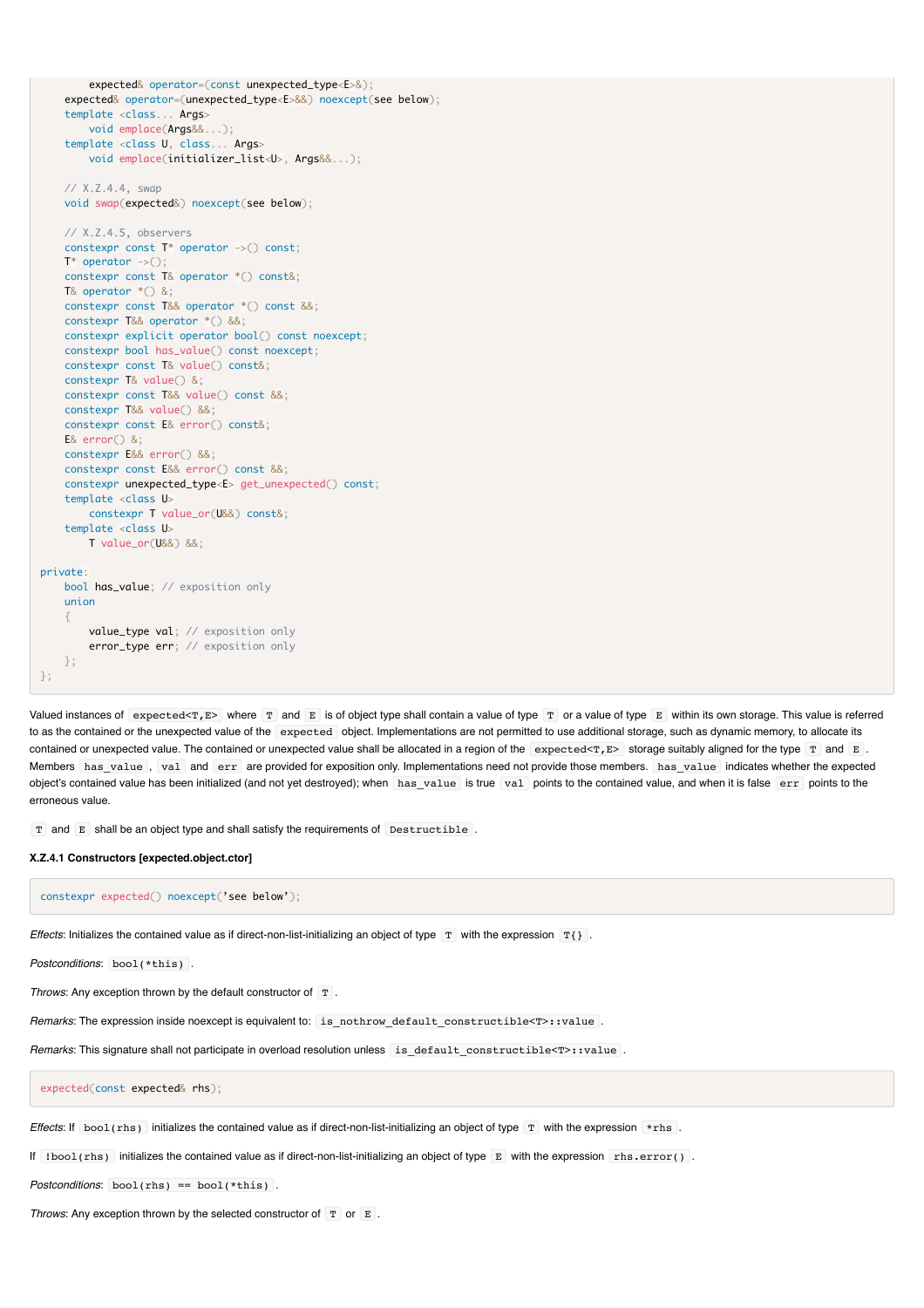```
        expected& operator=(const unexpected_type<E>&);
    expected& operator=(unexpected_type<E>&&) noexcept(see below);
    template <class... Args>
        void emplace(Args&&...);
    template <class U, class... Args>
        void emplace(initializer_list<U>, Args&&...);

    // X.Z.4.4, swap
    void swap(expected&) noexcept(see below);

    // X.Z.4.5, observers
    constexpr const T* operator ->() const;
    T* operator ->();
    constexpr const T& operator *() const&;
    T& operator *() &;
    constexpr const T&& operator *() const &&;
    constexpr T&& operator *() &&;
    constexpr explicit operator bool() const noexcept;
    constexpr bool has_value() const noexcept;
    constexpr const T& value() const&;
    constexpr T& value() &;
    constexpr const T&& value() const &&;
    constexpr T&& value() &&;
    constexpr const E& error() const&;
    E& error() &;
    constexpr E&& error() &&;
    constexpr const E&& error() const &&;
    constexpr unexpected_type<E> get_unexpected() const;
    template <class U>
        constexpr T value_or(U&&) const&;
    template <class U>
        T value_or(U&&) &&;

private:
    bool has_value; // exposition only
    union
    {
        value_type val; // exposition only
        error_type err; // exposition only
    };
};
```

Valued instances of `expected<T,E>` where `T` and `E` is of object type shall contain a value of type `T` or a value of type `E` within its own storage. This value is referred to as the contained or the unexpected value of the `expected` object. Implementations are not permitted to use additional storage, such as dynamic memory, to allocate its contained or unexpected value. The contained or unexpected value shall be allocated in a region of the `expected<T,E>` storage suitably aligned for the type `T` and `E`. Members `has_value`, `val` and `err` are provided for exposition only. Implementations need not provide those members. `has_value` indicates whether the expected object's contained value has been initialized (and not yet destroyed); when `has_value` is true `val` points to the contained value, and when it is false `err` points to the erroneous value.

`T` and `E` shall be an object type and shall satisfy the requirements of `Destructible`.

**X.Z.4.1 Constructors [expected.object.ctor]**

```
constexpr expected() noexcept('see below');
```

*Effects*: Initializes the contained value as if direct-non-list-initializing an object of type `T` with the expression `T{}`.

*Postconditions*: `bool(*this)`.

*Throws*: Any exception thrown by the default constructor of `T`.

*Remarks*: The expression inside noexcept is equivalent to: `is_nothrow_default_constructible<T>::value`.

*Remarks*: This signature shall not participate in overload resolution unless `is_default_constructible<T>::value`.

```
expected(const expected& rhs);
```

*Effects*: If `bool(rhs)` initializes the contained value as if direct-non-list-initializing an object of type `T` with the expression `*rhs`.

If `!bool(rhs)` initializes the contained value as if direct-non-list-initializing an object of type `E` with the expression `rhs.error()`.

*Postconditions*: `bool(rhs) == bool(*this)`.

*Throws*: Any exception thrown by the selected constructor of `T` or `E`.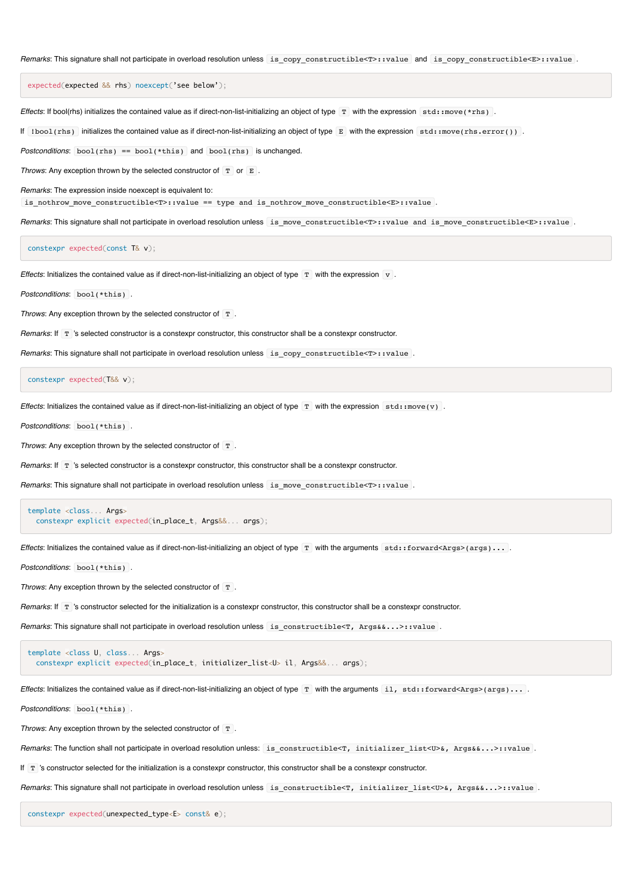*Remarks*: This signature shall not participate in overload resolution unless `is_copy_constructible<T>::value` and `is_copy_constructible<E>::value`.

```
expected(expected && rhs) noexcept('see below');
```

*Effects*: If bool(rhs) initializes the contained value as if direct-non-list-initializing an object of type `T` with the expression `std::move(*rhs)`.

If `!bool(rhs)` initializes the contained value as if direct-non-list-initializing an object of type `E` with the expression `std::move(rhs.error())`.

*Postconditions*: `bool(rhs) == bool(*this)` and `bool(rhs)` is unchanged.

*Throws*: Any exception thrown by the selected constructor of `T` or `E`.

*Remarks*: The expression inside noexcept is equivalent to: `is_nothrow_move_constructible<T>::value == type and is_nothrow_move_constructible<E>::value`.

*Remarks*: This signature shall not participate in overload resolution unless `is_move_constructible<T>::value and is_move_constructible<E>::value`.

```
constexpr expected(const T& v);
```

*Effects*: Initializes the contained value as if direct-non-list-initializing an object of type `T` with the expression `v`.

*Postconditions*: `bool(*this)`.

*Throws*: Any exception thrown by the selected constructor of `T`.

*Remarks*: If `T` 's selected constructor is a constexpr constructor, this constructor shall be a constexpr constructor.

*Remarks*: This signature shall not participate in overload resolution unless `is_copy_constructible<T>::value`.

```
constexpr expected(T&& v);
```

*Effects*: Initializes the contained value as if direct-non-list-initializing an object of type `T` with the expression `std::move(v)`.

*Postconditions*: `bool(*this)`.

*Throws*: Any exception thrown by the selected constructor of `T`.

*Remarks*: If `T` 's selected constructor is a constexpr constructor, this constructor shall be a constexpr constructor.

*Remarks*: This signature shall not participate in overload resolution unless `is_move_constructible<T>::value`.

```
template <class... Args>
  constexpr explicit expected(in_place_t, Args&&... args);
```

*Effects*: Initializes the contained value as if direct-non-list-initializing an object of type `T` with the arguments `std::forward<Args>(args)...`.

*Postconditions*: `bool(*this)`.

*Throws*: Any exception thrown by the selected constructor of `T`.

*Remarks*: If `T` 's constructor selected for the initialization is a constexpr constructor, this constructor shall be a constexpr constructor.

*Remarks*: This signature shall not participate in overload resolution unless `is_constructible<T, Args&&...>::value`.

```
template <class U, class... Args>
  constexpr explicit expected(in_place_t, initializer_list<U> il, Args&&... args);
```

*Effects*: Initializes the contained value as if direct-non-list-initializing an object of type `T` with the arguments `il, std::forward<Args>(args)...`.

*Postconditions*: `bool(*this)`.

*Throws*: Any exception thrown by the selected constructor of `T`.

*Remarks*: The function shall not participate in overload resolution unless: `is_constructible<T, initializer_list<U>&, Args&&...>::value`.

If `T` 's constructor selected for the initialization is a constexpr constructor, this constructor shall be a constexpr constructor.

*Remarks*: This signature shall not participate in overload resolution unless `is_constructible<T, initializer_list<U>&, Args&&...>::value`.

```
constexpr expected(unexpected_type<E> const& e);
```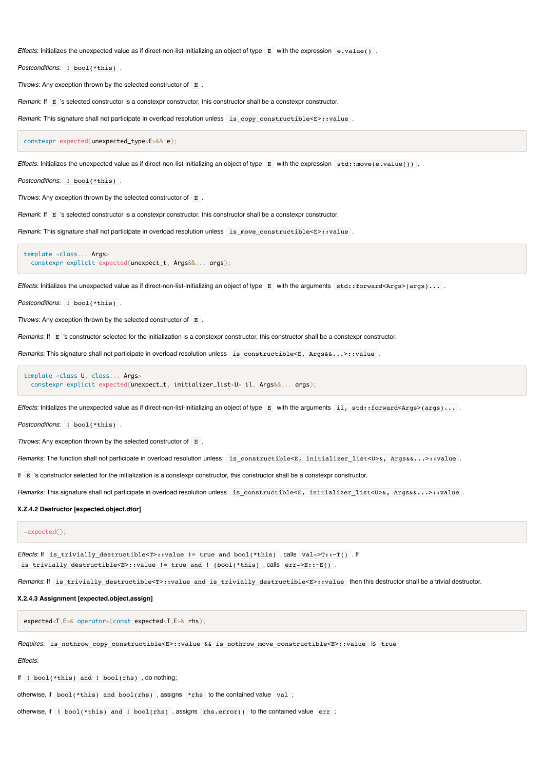*Effects*: Initializes the unexpected value as if direct-non-list-initializing an object of type `E` with the expression `e.value()`.

*Postconditions*: `! bool(*this)`.

*Throws*: Any exception thrown by the selected constructor of `E`.

*Remark*: If `E`'s selected constructor is a constexpr constructor, this constructor shall be a constexpr constructor.

*Remark*: This signature shall not participate in overload resolution unless `is_copy_constructible<E>::value`.

```
constexpr expected(unexpected_type<E>&& e);
```

*Effects*: Initializes the unexpected value as if direct-non-list-initializing an object of type `E` with the expression `std::move(e.value())`.

*Postconditions*: `! bool(*this)`.

*Throws*: Any exception thrown by the selected constructor of `E`.

*Remark*: If `E`'s selected constructor is a constexpr constructor, this constructor shall be a constexpr constructor.

*Remark*: This signature shall not participate in overload resolution unless `is_move_constructible<E>::value`.

```
template <class... Args>
  constexpr explicit expected(unexpect_t, Args&&... args);
```

*Effects*: Initializes the unexpected value as if direct-non-list-initializing an object of type `E` with the arguments `std::forward<Args>(args)...`.

*Postconditions*: `! bool(*this)`.

*Throws*: Any exception thrown by the selected constructor of `E`.

*Remarks*: If `E`'s constructor selected for the initialization is a constexpr constructor, this constructor shall be a constexpr constructor.

*Remarks*: This signature shall not participate in overload resolution unless `is_constructible<E, Args&&...>::value`.

```
template <class U, class... Args>
  constexpr explicit expected(unexpect_t, initializer_list<U> il, Args&&... args);
```

*Effects*: Initializes the unexpected value as if direct-non-list-initializing an object of type `E` with the arguments `il, std::forward<Args>(args)...`.

*Postconditions*: `! bool(*this)`.

*Throws*: Any exception thrown by the selected constructor of `E`.

*Remarks*: The function shall not participate in overload resolution unless: `is_constructible<E, initializer_list<U>&, Args&&...>::value`.

If `E`'s constructor selected for the initialization is a constexpr constructor, this constructor shall be a constexpr constructor.

*Remarks*: This signature shall not participate in overload resolution unless `is_constructible<E, initializer_list<U>&, Args&&...>::value`.

**X.Z.4.2 Destructor [expected.object.dtor]**

```
~expected();
```

*Effects*: If `is_trivially_destructible<T>::value != true and bool(*this)`, calls `val->T::~T()`. If `is_trivially_destructible<E>::value != true and ! (bool(*this))`, calls `err->E::~E()`.

*Remarks*: If `is_trivially_destructible<T>::value and is_trivially_destructible<E>::value` then this destructor shall be a trivial destructor.

**X.2.4.3 Assignment [expected.object.assign]**

```
expected<T,E>& operator=(const expected<T,E>& rhs);
```

*Requires*: `is_nothrow_copy_constructible<E>::value && is_nothrow_move_constructible<E>::value` is `true`

*Effects*:

If `! bool(*this) and ! bool(rhs)`, do nothing;

otherwise, if `bool(*this) and bool(rhs)`, assigns `*rhs` to the contained value `val`;

otherwise, if `! bool(*this) and ! bool(rhs)`, assigns `rhs.error()` to the contained value `err`;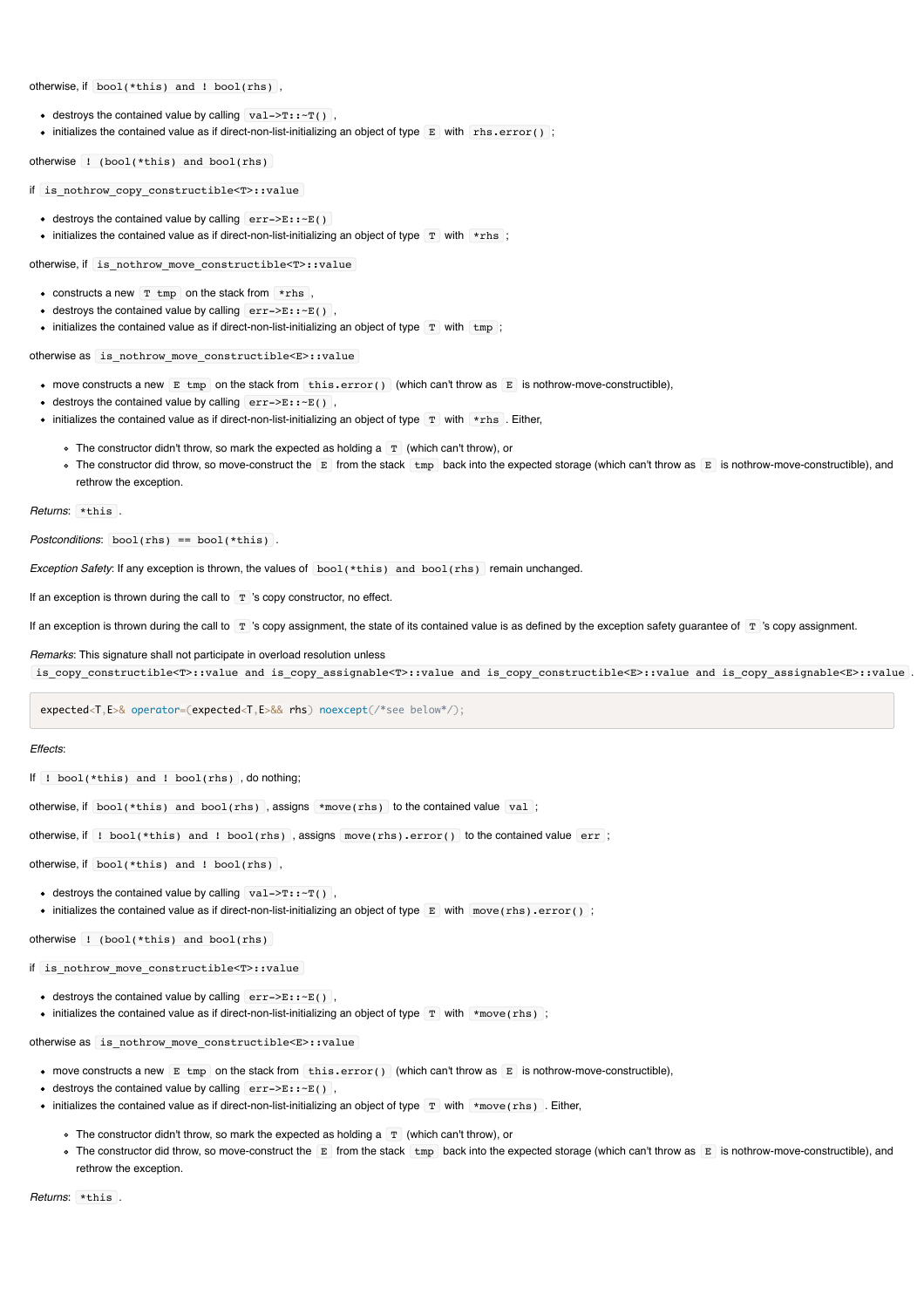otherwise, if `bool(*this) and ! bool(rhs)`,

- destroys the contained value by calling `val->T::~T()`,
- initializes the contained value as if direct-non-list-initializing an object of type `E` with `rhs.error()`;

otherwise `! (bool(*this) and bool(rhs)`

if `is_nothrow_copy_constructible<T>::value`

- destroys the contained value by calling `err->E::~E()`
- initializes the contained value as if direct-non-list-initializing an object of type `T` with `*rhs`;

otherwise, if `is_nothrow_move_constructible<T>::value`

- constructs a new `T tmp` on the stack from `*rhs`,
- destroys the contained value by calling `err->E::~E()`,
- initializes the contained value as if direct-non-list-initializing an object of type `T` with `tmp`;

otherwise as `is_nothrow_move_constructible<E>::value`

- move constructs a new `E tmp` on the stack from `this.error()` (which can't throw as `E` is nothrow-move-constructible),
- destroys the contained value by calling `err->E::~E()`,
- initializes the contained value as if direct-non-list-initializing an object of type `T` with `*rhs`. Either,
  - The constructor didn't throw, so mark the expected as holding a `T` (which can't throw), or
  - The constructor did throw, so move-construct the `E` from the stack `tmp` back into the expected storage (which can't throw as `E` is nothrow-move-constructible), and rethrow the exception.

*Returns*: `*this`.

*Postconditions*: `bool(rhs) == bool(*this)`.

*Exception Safety*: If any exception is thrown, the values of `bool(*this) and bool(rhs)` remain unchanged.

If an exception is thrown during the call to `T`'s copy constructor, no effect.

If an exception is thrown during the call to `T`'s copy assignment, the state of its contained value is as defined by the exception safety guarantee of `T`'s copy assignment.

*Remarks*: This signature shall not participate in overload resolution unless `is_copy_constructible<T>::value and is_copy_assignable<T>::value and is_copy_constructible<E>::value and is_copy_assignable<E>::value`.

```
expected<T,E>& operator=(expected<T,E>&& rhs) noexcept(/*see below*/);
```

*Effects*:

If `! bool(*this) and ! bool(rhs)`, do nothing;

otherwise, if `bool(*this) and bool(rhs)`, assigns `*move(rhs)` to the contained value `val`;

otherwise, if `! bool(*this) and ! bool(rhs)`, assigns `move(rhs).error()` to the contained value `err`;

otherwise, if `bool(*this) and ! bool(rhs)`,

- destroys the contained value by calling `val->T::~T()`,
- initializes the contained value as if direct-non-list-initializing an object of type `E` with `move(rhs).error()`;

otherwise `! (bool(*this) and bool(rhs)`

if `is_nothrow_move_constructible<T>::value`

- destroys the contained value by calling `err->E::~E()`,
- initializes the contained value as if direct-non-list-initializing an object of type `T` with `*move(rhs)`;

otherwise as `is_nothrow_move_constructible<E>::value`

- move constructs a new `E tmp` on the stack from `this.error()` (which can't throw as `E` is nothrow-move-constructible),
- destroys the contained value by calling `err->E::~E()`,
- initializes the contained value as if direct-non-list-initializing an object of type `T` with `*move(rhs)`. Either,
  - The constructor didn't throw, so mark the expected as holding a `T` (which can't throw), or
  - The constructor did throw, so move-construct the `E` from the stack `tmp` back into the expected storage (which can't throw as `E` is nothrow-move-constructible), and rethrow the exception.

*Returns*: `*this`.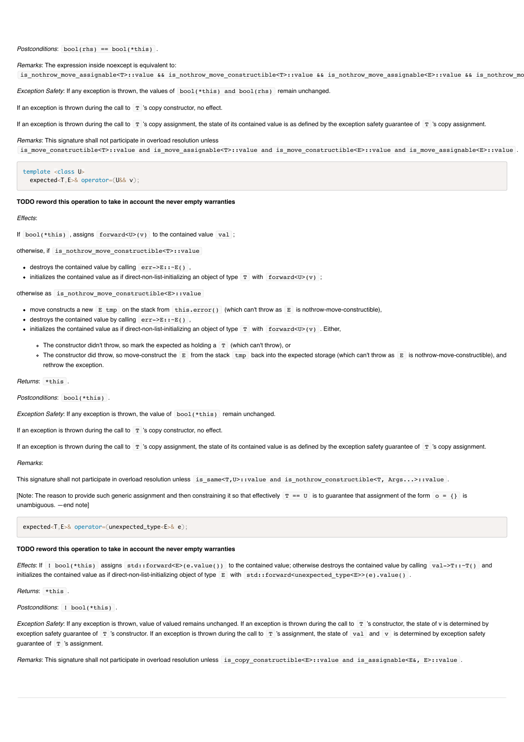*Postconditions*: `bool(rhs) == bool(*this)`.

*Remarks*: The expression inside noexcept is equivalent to: `is_nothrow_move_assignable<T>::value && is_nothrow_move_constructible<T>::value && is_nothrow_move_assignable<E>::value && is_nothrow_mo`

*Exception Safety*: If any exception is thrown, the values of `bool(*this) and bool(rhs)` remain unchanged.

If an exception is thrown during the call to `T` 's copy constructor, no effect.

If an exception is thrown during the call to `T` 's copy assignment, the state of its contained value is as defined by the exception safety guarantee of `T` 's copy assignment.

*Remarks*: This signature shall not participate in overload resolution unless `is_move_constructible<T>::value and is_move_assignable<T>::value and is_move_constructible<E>::value and is_move_assignable<E>::value`.

```
template <class U>
  expected<T,E>& operator=(U&& v);
```

**TODO reword this operation to take in account the never empty warranties**

*Effects*:

If `bool(*this)`, assigns `forward<U>(v)` to the contained value `val`;

otherwise, if `is_nothrow_move_constructible<T>::value`

- destroys the contained value by calling `err->E::~E()`,
- initializes the contained value as if direct-non-list-initializing an object of type `T` with `forward<U>(v)`;

otherwise as `is_nothrow_move_constructible<E>::value`

- move constructs a new `E tmp` on the stack from `this.error()` (which can't throw as `E` is nothrow-move-constructible),
- destroys the contained value by calling `err->E::~E()`,
- initializes the contained value as if direct-non-list-initializing an object of type `T` with `forward<U>(v)`. Either,
  - The constructor didn't throw, so mark the expected as holding a `T` (which can't throw), or
  - The constructor did throw, so move-construct the `E` from the stack `tmp` back into the expected storage (which can't throw as `E` is nothrow-move-constructible), and rethrow the exception.

*Returns*: `*this`.

*Postconditions*: `bool(*this)`.

*Exception Safety*: If any exception is thrown, the value of `bool(*this)` remain unchanged.

If an exception is thrown during the call to `T` 's copy constructor, no effect.

If an exception is thrown during the call to `T` 's copy assignment, the state of its contained value is as defined by the exception safety guarantee of `T` 's copy assignment.

*Remarks*:

This signature shall not participate in overload resolution unless `is_same<T,U>::value and is_nothrow_constructible<T, Args...>::value`.

[Note: The reason to provide such generic assignment and then constraining it so that effectively `T == U` is to guarantee that assignment of the form `o = {}` is unambiguous. —end note]

```
expected<T,E>& operator=(unexpected_type<E>& e);
```

**TODO reword this operation to take in account the never empty warranties**

*Effects*: If `! bool(*this)` assigns `std::forward<E>(e.value())` to the contained value; otherwise destroys the contained value by calling `val->T::~T()` and initializes the contained value as if direct-non-list-initializing object of type `E` with `std::forward<unexpected_type<E>>(e).value()`.

*Returns*: `*this`.

*Postconditions*: `! bool(*this)`.

*Exception Safety*: If any exception is thrown, value of valued remains unchanged. If an exception is thrown during the call to `T` 's constructor, the state of v is determined by exception safety guarantee of `T` 's constructor. If an exception is thrown during the call to `T` 's assignment, the state of `val` and `v` is determined by exception safety guarantee of `T` 's assignment.

*Remarks*: This signature shall not participate in overload resolution unless `is_copy_constructible<E>::value and is_assignable<E&, E>::value`.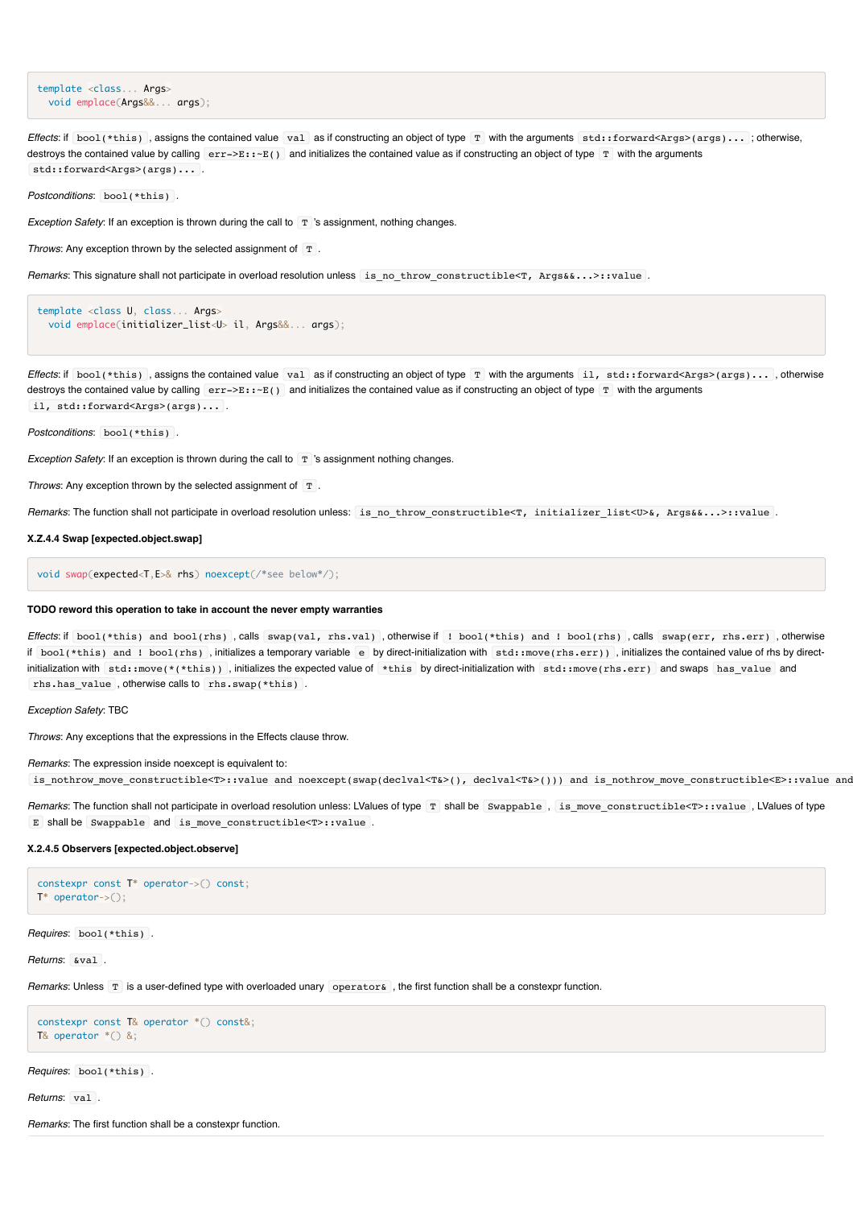```
template <class... Args>
  void emplace(Args&&... args);
```

*Effects*: if `bool(*this)`, assigns the contained value `val` as if constructing an object of type `T` with the arguments `std::forward<Args>(args)...`; otherwise, destroys the contained value by calling `err->E::~E()` and initializes the contained value as if constructing an object of type `T` with the arguments `std::forward<Args>(args)...`.

*Postconditions*: `bool(*this)`.

*Exception Safety*: If an exception is thrown during the call to `T`'s assignment, nothing changes.

*Throws*: Any exception thrown by the selected assignment of `T`.

*Remarks*: This signature shall not participate in overload resolution unless `is_no_throw_constructible<T, Args&&...>::value`.

```
template <class U, class... Args>
  void emplace(initializer_list<U> il, Args&&... args);
```

*Effects*: if `bool(*this)`, assigns the contained value `val` as if constructing an object of type `T` with the arguments `il, std::forward<Args>(args)...`, otherwise destroys the contained value by calling `err->E::~E()` and initializes the contained value as if constructing an object of type `T` with the arguments `il, std::forward<Args>(args)...`.

*Postconditions*: `bool(*this)`.

*Exception Safety*: If an exception is thrown during the call to `T`'s assignment nothing changes.

*Throws*: Any exception thrown by the selected assignment of `T`.

*Remarks*: The function shall not participate in overload resolution unless: `is_no_throw_constructible<T, initializer_list<U>&, Args&&...>::value`.

**X.Z.4.4 Swap [expected.object.swap]**

```
void swap(expected<T,E>& rhs) noexcept(/*see below*/);
```

**TODO reword this operation to take in account the never empty warranties**

*Effects*: if `bool(*this) and bool(rhs)`, calls `swap(val, rhs.val)`, otherwise if `! bool(*this) and ! bool(rhs)`, calls `swap(err, rhs.err)`, otherwise if `bool(*this) and ! bool(rhs)`, initializes a temporary variable `e` by direct-initialization with `std::move(rhs.err))`, initializes the contained value of rhs by direct-initialization with `std::move(*(*this))`, initializes the expected value of `*this` by direct-initialization with `std::move(rhs.err)` and swaps `has_value` and `rhs.has_value`, otherwise calls to `rhs.swap(*this)`.

*Exception Safety*: TBC

*Throws*: Any exceptions that the expressions in the Effects clause throw.

*Remarks*: The expression inside noexcept is equivalent to: `is_nothrow_move_constructible<T>::value and noexcept(swap(declval<T&>(), declval<T&>())) and is_nothrow_move_constructible<E>::value and`

*Remarks*: The function shall not participate in overload resolution unless: LValues of type `T` shall be `Swappable`, `is_move_constructible<T>::value`, LValues of type `E` shall be `Swappable` and `is_move_constructible<T>::value`.

**X.2.4.5 Observers [expected.object.observe]**

```
constexpr const T* operator->() const;
T* operator->();
```

*Requires*: `bool(*this)`.

*Returns*: `&val`.

*Remarks*: Unless `T` is a user-defined type with overloaded unary `operator&`, the first function shall be a constexpr function.

```
constexpr const T& operator *() const&;
T& operator *() &;
```

*Requires*: `bool(*this)`.

*Returns*: `val`.

*Remarks*: The first function shall be a constexpr function.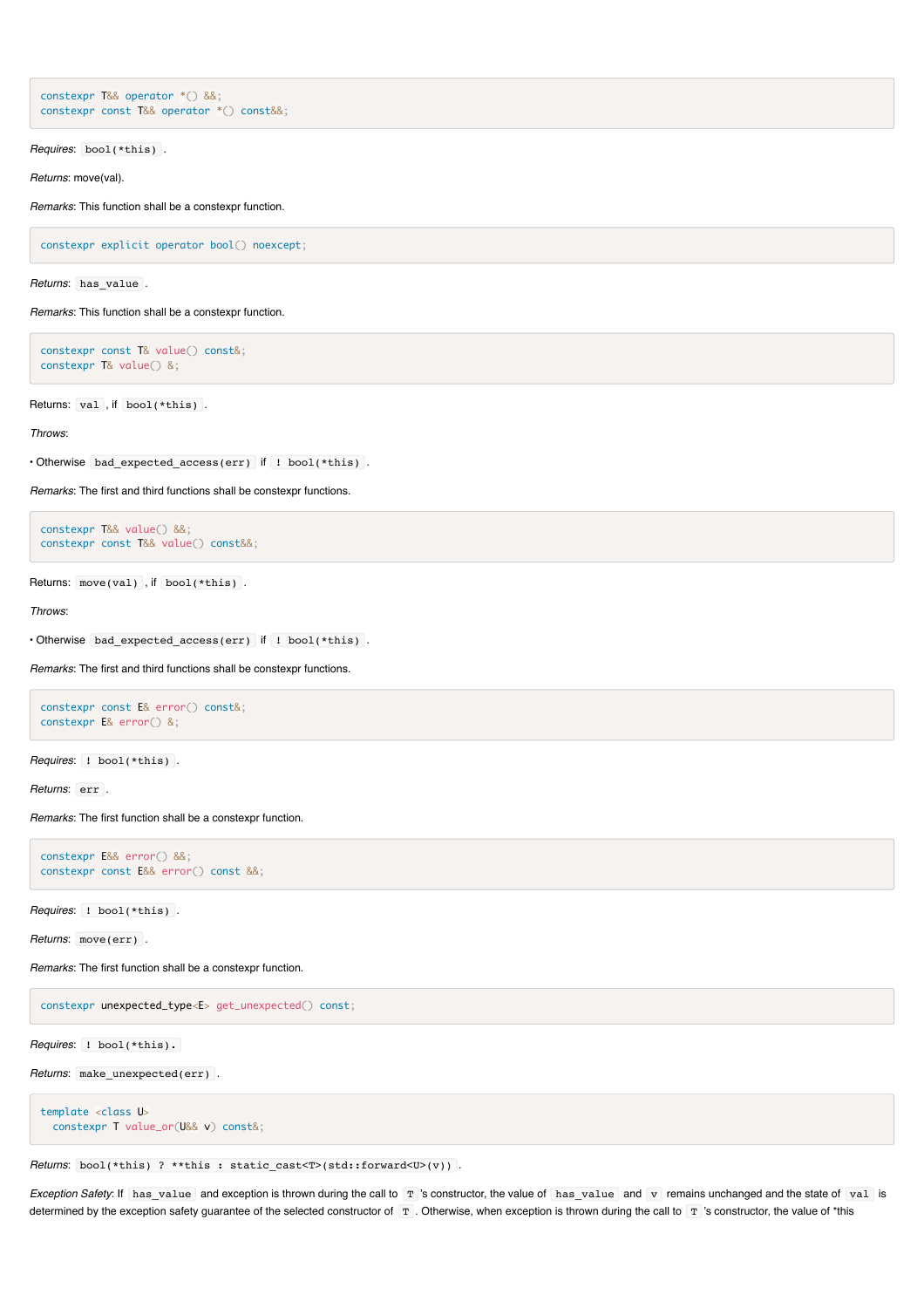```
constexpr T&& operator *() &&;
constexpr const T&& operator *() const&&;
```

*Requires*: `bool(*this)`.

*Returns*: move(val).

*Remarks*: This function shall be a constexpr function.

```
constexpr explicit operator bool() noexcept;
```

*Returns*: `has_value`.

*Remarks*: This function shall be a constexpr function.

```
constexpr const T& value() const&;
constexpr T& value() &;
```

Returns: `val`, if `bool(*this)`.

*Throws*:

• Otherwise `bad_expected_access(err)` if `! bool(*this)`.

*Remarks*: The first and third functions shall be constexpr functions.

```
constexpr T&& value() &&;
constexpr const T&& value() const&&;
```

Returns: `move(val)`, if `bool(*this)`.

*Throws*:

• Otherwise `bad_expected_access(err)` if `! bool(*this)`.

*Remarks*: The first and third functions shall be constexpr functions.

```
constexpr const E& error() const&;
constexpr E& error() &;
```

*Requires*: `! bool(*this)`.

*Returns*: `err`.

*Remarks*: The first function shall be a constexpr function.

```
constexpr E&& error() &&;
constexpr const E&& error() const &&;
```

*Requires*: `! bool(*this)`.

*Returns*: `move(err)`.

*Remarks*: The first function shall be a constexpr function.

```
constexpr unexpected_type<E> get_unexpected() const;
```

*Requires*: `! bool(*this).`

*Returns*: `make_unexpected(err)`.

```
template <class U>
  constexpr T value_or(U&& v) const&;
```

*Returns*: `bool(*this) ? **this : static_cast<T>(std::forward<U>(v))`.

*Exception Safety*: If `has_value` and exception is thrown during the call to `T`'s constructor, the value of `has_value` and `v` remains unchanged and the state of `val` is determined by the exception safety guarantee of the selected constructor of `T`. Otherwise, when exception is thrown during the call to `T`'s constructor, the value of *this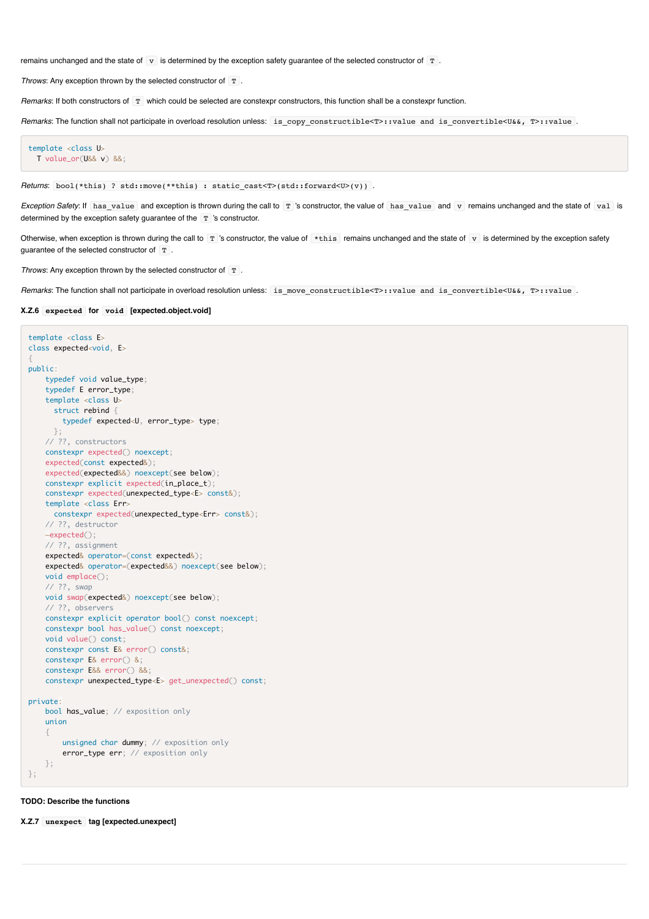remains unchanged and the state of `v` is determined by the exception safety guarantee of the selected constructor of `T`.

*Throws*: Any exception thrown by the selected constructor of `T`.

*Remarks*: If both constructors of `T` which could be selected are constexpr constructors, this function shall be a constexpr function.

*Remarks*: The function shall not participate in overload resolution unless: `is_copy_constructible<T>::value and is_convertible<U&&, T>::value`.

```
template <class U>
  T value_or(U&& v) &&;
```

*Returns*: `bool(*this) ? std::move(**this) : static_cast<T>(std::forward<U>(v))`.

*Exception Safety*: If `has_value` and exception is thrown during the call to `T`'s constructor, the value of `has_value` and `v` remains unchanged and the state of `val` is determined by the exception safety guarantee of the `T`'s constructor.

Otherwise, when exception is thrown during the call to `T`'s constructor, the value of `*this` remains unchanged and the state of `v` is determined by the exception safety guarantee of the selected constructor of `T`.

*Throws*: Any exception thrown by the selected constructor of `T`.

*Remarks*: The function shall not participate in overload resolution unless: `is_move_constructible<T>::value and is_convertible<U&&, T>::value`.

#### X.Z.6 `expected` for `void` [expected.object.void]

```
template <class E>
class expected<void, E>
{
public:
    typedef void value_type;
    typedef E error_type;
    template <class U>
      struct rebind {
        typedef expected<U, error_type> type;
      };
    // ??, constructors
    constexpr expected() noexcept;
    expected(const expected&);
    expected(expected&&) noexcept(see below);
    constexpr explicit expected(in_place_t);
    constexpr expected(unexpected_type<E> const&);
    template <class Err>
      constexpr expected(unexpected_type<Err> const&);
    // ??, destructor
    ~expected();
    // ??, assignment
    expected& operator=(const expected&);
    expected& operator=(expected&&) noexcept(see below);
    void emplace();
    // ??, swap
    void swap(expected&) noexcept(see below);
    // ??, observers
    constexpr explicit operator bool() const noexcept;
    constexpr bool has_value() const noexcept;
    void value() const;
    constexpr const E& error() const&;
    constexpr E& error() &;
    constexpr E&& error() &&;
    constexpr unexpected_type<E> get_unexpected() const;

private:
    bool has_value; // exposition only
    union
    {
        unsigned char dummy; // exposition only
        error_type err; // exposition only
    };
};
```

**TODO: Describe the functions**

#### X.Z.7 `unexpect` tag [expected.unexpect]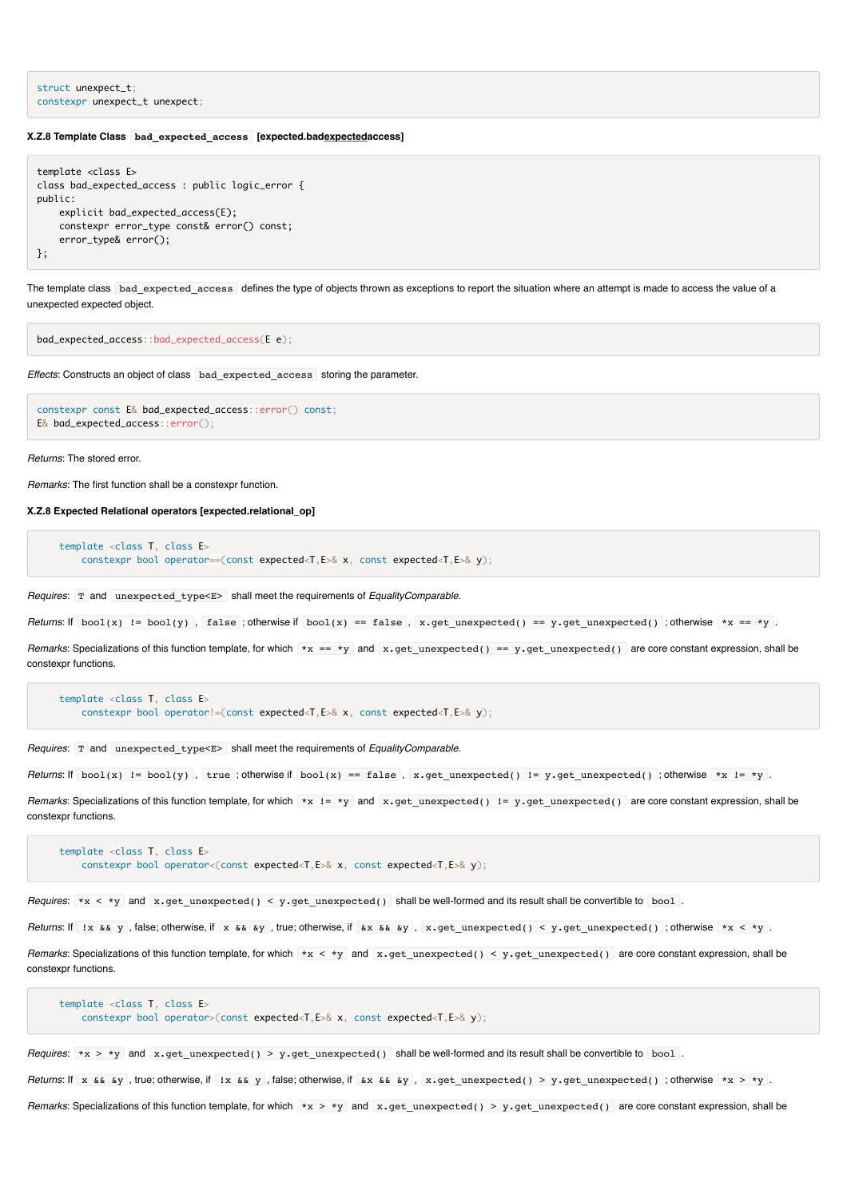```
struct unexpect_t;
constexpr unexpect_t unexpect;
```

**X.Z.8 Template Class `bad_expected_access` [expected.badexpectedaccess]**

```
template <class E>
class bad_expected_access : public logic_error {
public:
    explicit bad_expected_access(E);
    constexpr error_type const& error() const;
    error_type& error();
};
```

The template class `bad_expected_access` defines the type of objects thrown as exceptions to report the situation where an attempt is made to access the value of a unexpected expected object.

```
bad_expected_access::bad_expected_access(E e);
```

*Effects*: Constructs an object of class `bad_expected_access` storing the parameter.

```
constexpr const E& bad_expected_access::error() const;
E& bad_expected_access::error();
```

*Returns*: The stored error.

*Remarks*: The first function shall be a constexpr function.

**X.Z.8 Expected Relational operators [expected.relational_op]**

```
    template <class T, class E>
        constexpr bool operator==(const expected<T,E>& x, const expected<T,E>& y);
```

*Requires*: `T` and `unexpected_type<E>` shall meet the requirements of *EqualityComparable*.

*Returns*: If `bool(x) != bool(y)`, `false`; otherwise if `bool(x) == false`, `x.get_unexpected() == y.get_unexpected()`; otherwise `*x == *y`.

*Remarks*: Specializations of this function template, for which `*x == *y` and `x.get_unexpected() == y.get_unexpected()` are core constant expression, shall be constexpr functions.

```
    template <class T, class E>
        constexpr bool operator!=(const expected<T,E>& x, const expected<T,E>& y);
```

*Requires*: `T` and `unexpected_type<E>` shall meet the requirements of *EqualityComparable*.

*Returns*: If `bool(x) != bool(y)`, `true`; otherwise if `bool(x) == false`, `x.get_unexpected() != y.get_unexpected()`; otherwise `*x != *y`.

*Remarks*: Specializations of this function template, for which `*x != *y` and `x.get_unexpected() != y.get_unexpected()` are core constant expression, shall be constexpr functions.

```
    template <class T, class E>
        constexpr bool operator<(const expected<T,E>& x, const expected<T,E>& y);
```

*Requires*: `*x < *y` and `x.get_unexpected() < y.get_unexpected()` shall be well-formed and its result shall be convertible to `bool`.

*Returns*: If `!x && y`, false; otherwise, if `x && &y`, true; otherwise, if `&x && &y`, `x.get_unexpected() < y.get_unexpected()`; otherwise `*x < *y`.

*Remarks*: Specializations of this function template, for which `*x < *y` and `x.get_unexpected() < y.get_unexpected()` are core constant expression, shall be constexpr functions.

```
    template <class T, class E>
        constexpr bool operator>(const expected<T,E>& x, const expected<T,E>& y);
```

*Requires*: `*x > *y` and `x.get_unexpected() > y.get_unexpected()` shall be well-formed and its result shall be convertible to `bool`.

*Returns*: If `x && &y`, true; otherwise, if `!x && y`, false; otherwise, if `&x && &y`, `x.get_unexpected() > y.get_unexpected()`; otherwise `*x > *y`.

*Remarks*: Specializations of this function template, for which `*x > *y` and `x.get_unexpected() > y.get_unexpected()` are core constant expression, shall be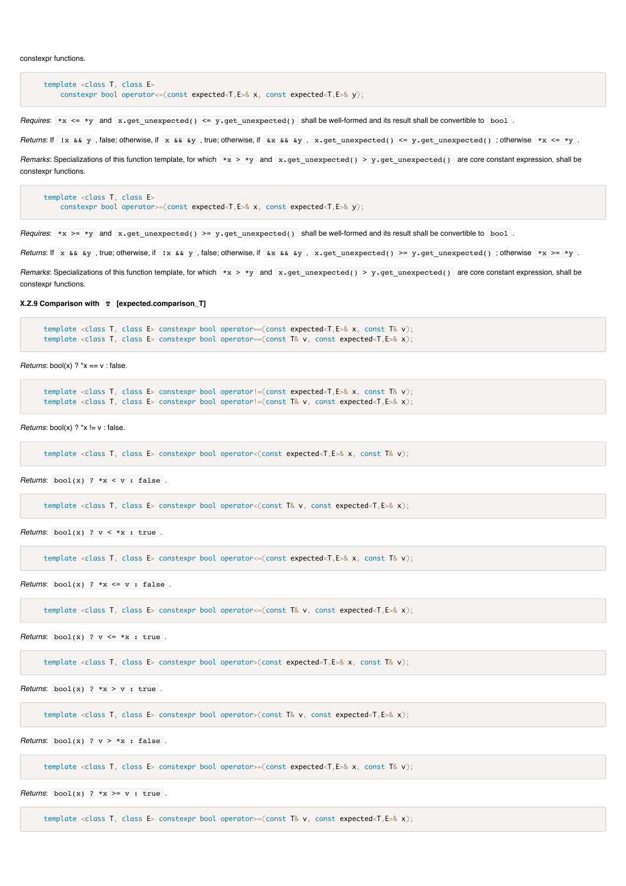constexpr functions.

```
template <class T, class E>
    constexpr bool operator<=(const expected<T,E>& x, const expected<T,E>& y);
```

*Requires*: `*x <= *y` and `x.get_unexpected() <= y.get_unexpected()` shall be well-formed and its result shall be convertible to `bool`.

*Returns*: If `!x && y`, false; otherwise, if `x && &y`, true; otherwise, if `&x && &y`, `x.get_unexpected() <= y.get_unexpected()`; otherwise `*x <= *y`.

*Remarks*: Specializations of this function template, for which `*x > *y` and `x.get_unexpected() > y.get_unexpected()` are core constant expression, shall be constexpr functions.

```
template <class T, class E>
    constexpr bool operator>=(const expected<T,E>& x, const expected<T,E>& y);
```

*Requires*: `*x >= *y` and `x.get_unexpected() >= y.get_unexpected()` shall be well-formed and its result shall be convertible to `bool`.

*Returns*: If `x && &y`, true; otherwise, if `!x && y`, false; otherwise, if `&x && &y`, `x.get_unexpected() >= y.get_unexpected()`; otherwise `*x >= *y`.

*Remarks*: Specializations of this function template, for which `*x > *y` and `x.get_unexpected() > y.get_unexpected()` are core constant expression, shall be constexpr functions.

**X.Z.9 Comparison with `T` [expected.comparison_T]**

```
template <class T, class E> constexpr bool operator==(const expected<T,E>& x, const T& v);
template <class T, class E> constexpr bool operator==(const T& v, const expected<T,E>& x);
```

*Returns*: bool(x) ? *x == v : false.

```
template <class T, class E> constexpr bool operator!=(const expected<T,E>& x, const T& v);
template <class T, class E> constexpr bool operator!=(const T& v, const expected<T,E>& x);
```

*Returns*: bool(x) ? *x != v : false.

```
template <class T, class E> constexpr bool operator<(const expected<T,E>& x, const T& v);
```

*Returns*: `bool(x) ? *x < v : false`.

```
template <class T, class E> constexpr bool operator<(const T& v, const expected<T,E>& x);
```

*Returns*: `bool(x) ? v < *x : true`.

```
template <class T, class E> constexpr bool operator<=(const expected<T,E>& x, const T& v);
```

*Returns*: `bool(x) ? *x <= v : false`.

```
template <class T, class E> constexpr bool operator<=(const T& v, const expected<T,E>& x);
```

*Returns*: `bool(x) ? v <= *x : true`.

```
template <class T, class E> constexpr bool operator>(const expected<T,E>& x, const T& v);
```

*Returns*: `bool(x) ? *x > v : true`.

```
template <class T, class E> constexpr bool operator>(const T& v, const expected<T,E>& x);
```

*Returns*: `bool(x) ? v > *x : false`.

```
template <class T, class E> constexpr bool operator>=(const expected<T,E>& x, const T& v);
```

*Returns*: `bool(x) ? *x >= v : true`.

```
template <class T, class E> constexpr bool operator>=(const T& v, const expected<T,E>& x);
```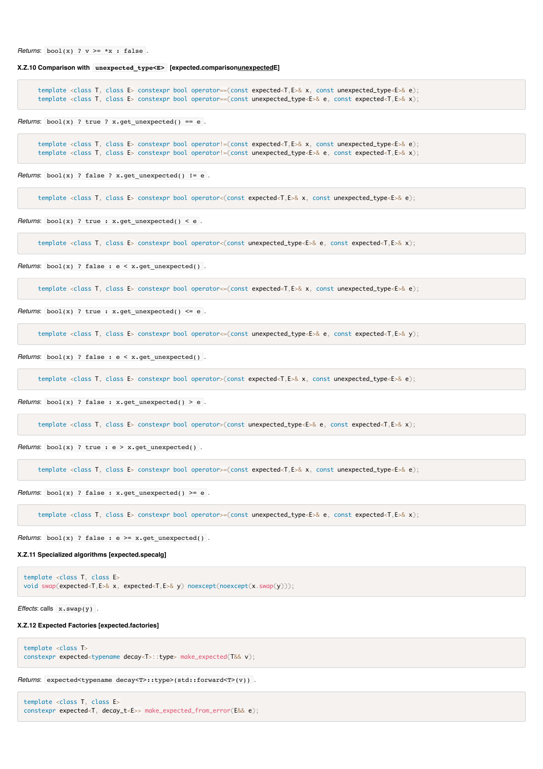*Returns*: `bool(x) ? v >= *x : false`.

#### X.Z.10 Comparison with `unexpected_type<E>` [expected.comparison_unexpectedE]

```
template <class T, class E> constexpr bool operator==(const expected<T,E>& x, const unexpected_type<E>& e);
template <class T, class E> constexpr bool operator==(const unexpected_type<E>& e, const expected<T,E>& x);
```

*Returns*: `bool(x) ? true ? x.get_unexpected() == e`.

```
template <class T, class E> constexpr bool operator!=(const expected<T,E>& x, const unexpected_type<E>& e);
template <class T, class E> constexpr bool operator!=(const unexpected_type<E>& e, const expected<T,E>& x);
```

*Returns*: `bool(x) ? false ? x.get_unexpected() != e`.

```
template <class T, class E> constexpr bool operator<(const expected<T,E>& x, const unexpected_type<E>& e);
```

*Returns*: `bool(x) ? true : x.get_unexpected() < e`.

```
template <class T, class E> constexpr bool operator<(const unexpected_type<E>& e, const expected<T,E>& x);
```

*Returns*: `bool(x) ? false : e < x.get_unexpected()`.

```
template <class T, class E> constexpr bool operator<=(const expected<T,E>& x, const unexpected_type<E>& e);
```

*Returns*: `bool(x) ? true : x.get_unexpected() <= e`.

```
template <class T, class E> constexpr bool operator<=(const unexpected_type<E>& e, const expected<T,E>& y);
```

*Returns*: `bool(x) ? false : e < x.get_unexpected()`.

```
template <class T, class E> constexpr bool operator>(const expected<T,E>& x, const unexpected_type<E>& e);
```

*Returns*: `bool(x) ? false : x.get_unexpected() > e`.

```
template <class T, class E> constexpr bool operator>(const unexpected_type<E>& e, const expected<T,E>& x);
```

*Returns*: `bool(x) ? true : e > x.get_unexpected()`.

```
template <class T, class E> constexpr bool operator>=(const expected<T,E>& x, const unexpected_type<E>& e);
```

*Returns*: `bool(x) ? false : x.get_unexpected() >= e`.

```
template <class T, class E> constexpr bool operator>=(const unexpected_type<E>& e, const expected<T,E>& x);
```

*Returns*: `bool(x) ? false : e >= x.get_unexpected()`.

#### X.Z.11 Specialized algorithms [expected.specalg]

```
template <class T, class E>
void swap(expected<T,E>& x, expected<T,E>& y) noexcept(noexcept(x.swap(y)));
```

*Effects*: calls `x.swap(y)`.

#### X.Z.12 Expected Factories [expected.factories]

```
template <class T>
constexpr expected<typename decay<T>::type> make_expected(T&& v);
```

*Returns*: `expected<typename decay<T>::type>(std::forward<T>(v))`.

```
template <class T, class E>
constexpr expected<T, decay_t<E>> make_expected_from_error(E&& e);
```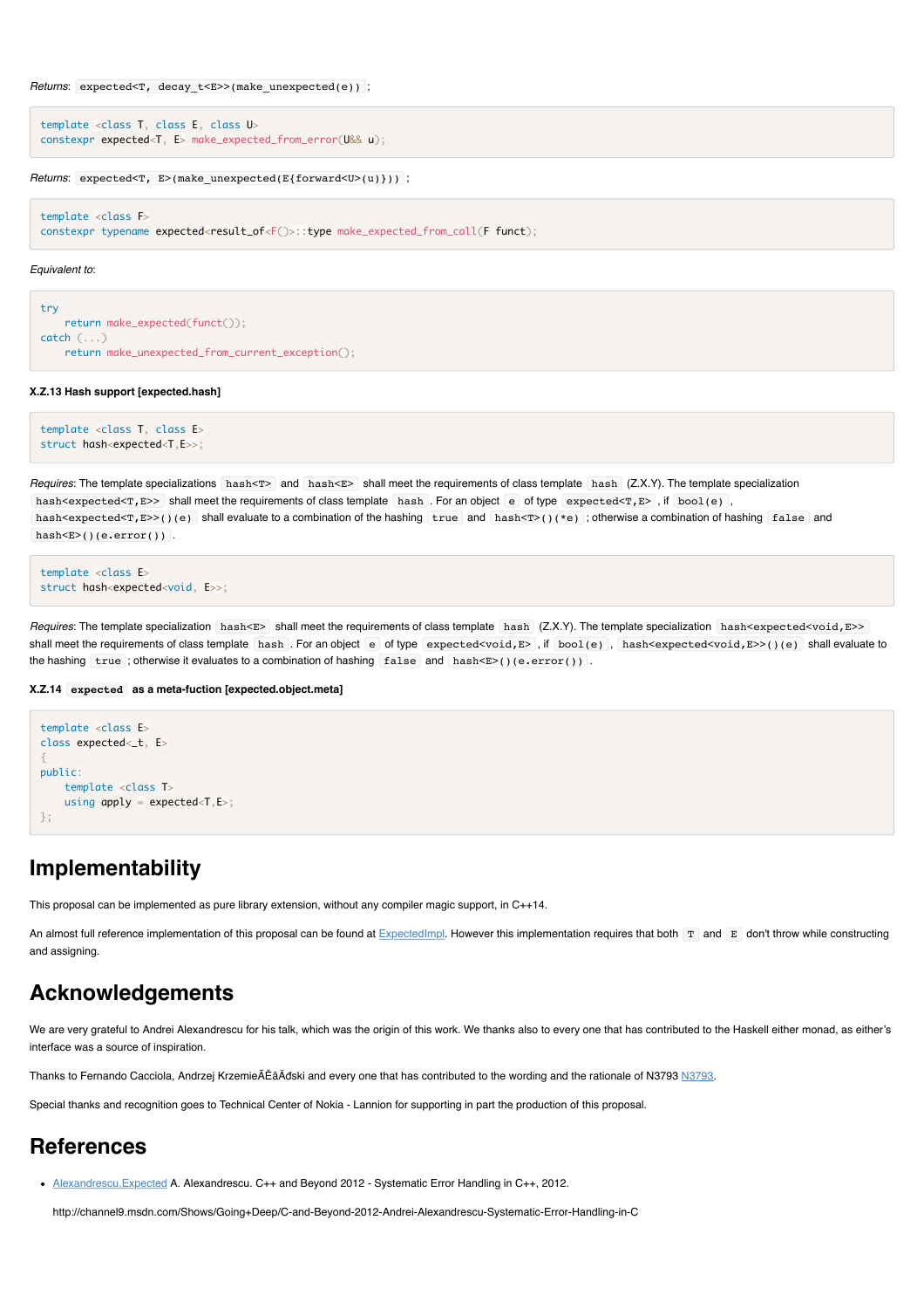*Returns*: `expected<T, decay_t<E>>(make_unexpected(e))` ;

```
template <class T, class E, class U>
constexpr expected<T, E> make_expected_from_error(U&& u);
```

*Returns*: `expected<T, E>(make_unexpected(E{forward<U>(u)}))` ;

```
template <class F>
constexpr typename expected<result_of<F()>::type make_expected_from_call(F funct);
```

*Equivalent to*:

```
try
    return make_expected(funct());
catch (...)
    return make_unexpected_from_current_exception();
```

**X.Z.13 Hash support [expected.hash]**

```
template <class T, class E>
struct hash<expected<T,E>>;
```

*Requires*: The template specializations `hash<T>` and `hash<E>` shall meet the requirements of class template `hash` (Z.X.Y). The template specialization `hash<expected<T,E>>` shall meet the requirements of class template `hash`. For an object `e` of type `expected<T,E>`, if `bool(e)`, `hash<expected<T,E>>()(e)` shall evaluate to a combination of the hashing `true` and `hash<T>()(*e)`; otherwise a combination of hashing `false` and `hash<E>()(e.error())`.

```
template <class E>
struct hash<expected<void, E>>;
```

*Requires*: The template specialization `hash<E>` shall meet the requirements of class template `hash` (Z.X.Y). The template specialization `hash<expected<void,E>>` shall meet the requirements of class template `hash`. For an object `e` of type `expected<void,E>`, if `bool(e)`, `hash<expected<void,E>>()(e)` shall evaluate to the hashing `true`; otherwise it evaluates to a combination of hashing `false` and `hash<E>()(e.error())`.

**X.Z.14 `expected` as a meta-fuction [expected.object.meta]**

```
template <class E>
class expected<_t, E>
{
public:
    template <class T>
    using apply = expected<T,E>;
};
```

# Implementability

This proposal can be implemented as pure library extension, without any compiler magic support, in C++14.

An almost full reference implementation of this proposal can be found at ExpectedImpl. However this implementation requires that both `T` and `E` don't throw while constructing and assigning.

# Acknowledgements

We are very grateful to Andrei Alexandrescu for his talk, which was the origin of this work. We thanks also to every one that has contributed to the Haskell either monad, as either's interface was a source of inspiration.

Thanks to Fernando Cacciola, Andrzej KrzemieÃĚâĂđski and every one that has contributed to the wording and the rationale of N3793 N3793.

Special thanks and recognition goes to Technical Center of Nokia - Lannion for supporting in part the production of this proposal.

# References

- Alexandrescu.Expected A. Alexandrescu. C++ and Beyond 2012 - Systematic Error Handling in C++, 2012.

  http://channel9.msdn.com/Shows/Going+Deep/C-and-Beyond-2012-Andrei-Alexandrescu-Systematic-Error-Handling-in-C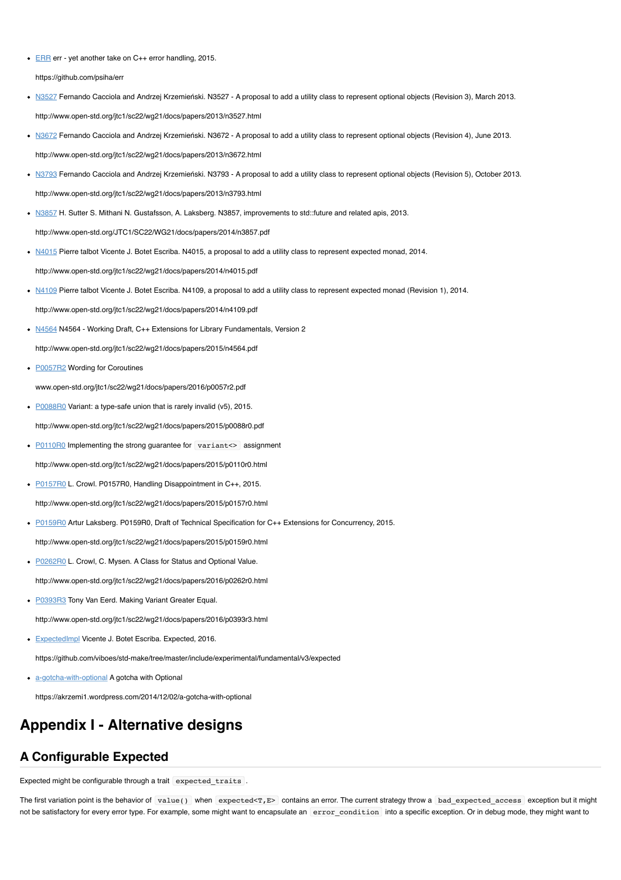- [ERR](https://github.com/psiha/err) err - yet another take on C++ error handling, 2015.

  https://github.com/psiha/err

- [N3527](http://www.open-std.org/jtc1/sc22/wg21/docs/papers/2013/n3527.html) Fernando Cacciola and Andrzej Krzemieński. N3527 - A proposal to add a utility class to represent optional objects (Revision 3), March 2013.

  http://www.open-std.org/jtc1/sc22/wg21/docs/papers/2013/n3527.html

- [N3672](http://www.open-std.org/jtc1/sc22/wg21/docs/papers/2013/n3672.html) Fernando Cacciola and Andrzej Krzemieński. N3672 - A proposal to add a utility class to represent optional objects (Revision 4), June 2013.

  http://www.open-std.org/jtc1/sc22/wg21/docs/papers/2013/n3672.html

- [N3793](http://www.open-std.org/jtc1/sc22/wg21/docs/papers/2013/n3793.html) Fernando Cacciola and Andrzej Krzemieński. N3793 - A proposal to add a utility class to represent optional objects (Revision 5), October 2013.

  http://www.open-std.org/jtc1/sc22/wg21/docs/papers/2013/n3793.html

- [N3857](http://www.open-std.org/JTC1/SC22/WG21/docs/papers/2014/n3857.pdf) H. Sutter S. Mithani N. Gustafsson, A. Laksberg. N3857, improvements to std::future and related apis, 2013.

  http://www.open-std.org/JTC1/SC22/WG21/docs/papers/2014/n3857.pdf

- [N4015](http://www.open-std.org/jtc1/sc22/wg21/docs/papers/2014/n4015.pdf) Pierre talbot Vicente J. Botet Escriba. N4015, a proposal to add a utility class to represent expected monad, 2014.

  http://www.open-std.org/jtc1/sc22/wg21/docs/papers/2014/n4015.pdf

- [N4109](http://www.open-std.org/jtc1/sc22/wg21/docs/papers/2014/n4109.pdf) Pierre talbot Vicente J. Botet Escriba. N4109, a proposal to add a utility class to represent expected monad (Revision 1), 2014.

  http://www.open-std.org/jtc1/sc22/wg21/docs/papers/2014/n4109.pdf

- [N4564](http://www.open-std.org/jtc1/sc22/wg21/docs/papers/2015/n4564.pdf) N4564 - Working Draft, C++ Extensions for Library Fundamentals, Version 2

  http://www.open-std.org/jtc1/sc22/wg21/docs/papers/2015/n4564.pdf

- [P0057R2](www.open-std.org/jtc1/sc22/wg21/docs/papers/2016/p0057r2.pdf) Wording for Coroutines

  www.open-std.org/jtc1/sc22/wg21/docs/papers/2016/p0057r2.pdf

- [P0088R0](http://www.open-std.org/jtc1/sc22/wg21/docs/papers/2015/p0088r0.pdf) Variant: a type-safe union that is rarely invalid (v5), 2015.

  http://www.open-std.org/jtc1/sc22/wg21/docs/papers/2015/p0088r0.pdf

- [P0110R0](http://www.open-std.org/jtc1/sc22/wg21/docs/papers/2015/p0110r0.html) Implementing the strong guarantee for `variant<>` assignment

  http://www.open-std.org/jtc1/sc22/wg21/docs/papers/2015/p0110r0.html

- [P0157R0](http://www.open-std.org/jtc1/sc22/wg21/docs/papers/2015/p0157r0.html) L. Crowl. P0157R0, Handling Disappointment in C++, 2015.

  http://www.open-std.org/jtc1/sc22/wg21/docs/papers/2015/p0157r0.html

- [P0159R0](http://www.open-std.org/jtc1/sc22/wg21/docs/papers/2015/p0159r0.html) Artur Laksberg. P0159R0, Draft of Technical Specification for C++ Extensions for Concurrency, 2015.

  http://www.open-std.org/jtc1/sc22/wg21/docs/papers/2015/p0159r0.html

- [P0262R0](http://www.open-std.org/jtc1/sc22/wg21/docs/papers/2016/p0262r0.html) L. Crowl, C. Mysen. A Class for Status and Optional Value.

  http://www.open-std.org/jtc1/sc22/wg21/docs/papers/2016/p0262r0.html

- [P0393R3](http://www.open-std.org/jtc1/sc22/wg21/docs/papers/2016/p0393r3.html) Tony Van Eerd. Making Variant Greater Equal.

  http://www.open-std.org/jtc1/sc22/wg21/docs/papers/2016/p0393r3.html

- [ExpectedImpl](https://github.com/viboes/std-make/tree/master/include/experimental/fundamental/v3/expected) Vicente J. Botet Escriba. Expected, 2016.

  https://github.com/viboes/std-make/tree/master/include/experimental/fundamental/v3/expected

- [a-gotcha-with-optional](https://akrzemi1.wordpress.com/2014/12/02/a-gotcha-with-optional) A gotcha with Optional

  https://akrzemi1.wordpress.com/2014/12/02/a-gotcha-with-optional

# Appendix I - Alternative designs

## A Configurable Expected

Expected might be configurable through a trait `expected_traits`.

The first variation point is the behavior of `value()` when `expected<T,E>` contains an error. The current strategy throw a `bad_expected_access` exception but it might not be satisfactory for every error type. For example, some might want to encapsulate an `error_condition` into a specific exception. Or in debug mode, they might want to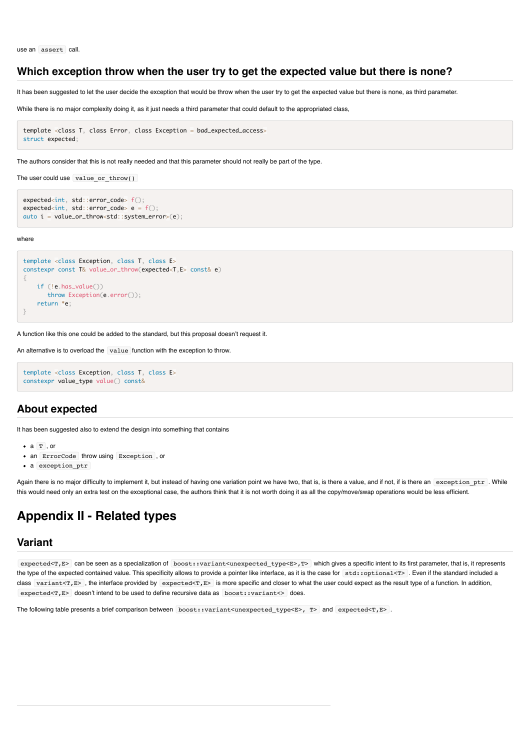use an `assert` call.

## Which exception throw when the user try to get the expected value but there is none?

It has been suggested to let the user decide the exception that would be throw when the user try to get the expected value but there is none, as third parameter.

While there is no major complexity doing it, as it just needs a third parameter that could default to the appropriated class,

```
template <class T, class Error, class Exception = bad_expected_access>
struct expected;
```

The authors consider that this is not really needed and that this parameter should not really be part of the type.

The user could use `value_or_throw()`

```
expected<int, std::error_code> f();
expected<int, std::error_code> e = f();
auto i = value_or_throw<std::system_error>(e);
```

where

```
template <class Exception, class T, class E>
constexpr const T& value_or_throw(expected<T,E> const& e)
{
    if (!e.has_value())
      throw Exception(e.error());
    return *e;
}
```

A function like this one could be added to the standard, but this proposal doesn't request it.

An alternative is to overload the `value` function with the exception to throw.

```
template <class Exception, class T, class E>
constexpr value_type value() const&
```

## About expected

It has been suggested also to extend the design into something that contains

- a `T`, or
- an `ErrorCode` throw using `Exception`, or
- a `exception_ptr`

Again there is no major difficulty to implement it, but instead of having one variation point we have two, that is, is there a value, and if not, if is there an `exception_ptr`. While this would need only an extra test on the exceptional case, the authors think that it is not worth doing it as all the copy/move/swap operations would be less efficient.

# Appendix II - Related types

## Variant

`expected<T,E>` can be seen as a specialization of `boost::variant<unexpected_type<E>,T>` which gives a specific intent to its first parameter, that is, it represents the type of the expected contained value. This specificity allows to provide a pointer like interface, as it is the case for `std::optional<T>`. Even if the standard included a class `variant<T,E>`, the interface provided by `expected<T,E>` is more specific and closer to what the user could expect as the result type of a function. In addition, `expected<T,E>` doesn't intend to be used to define recursive data as `boost::variant<>` does.

The following table presents a brief comparison between `boost::variant<unexpected_type<E>, T>` and `expected<T,E>`.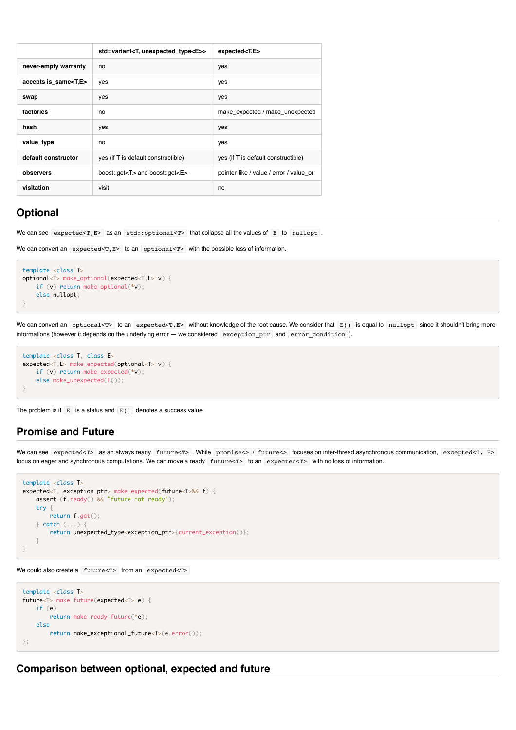| | std::variant<T, unexpected_type<E>> | expected<T,E> |
|---|---|---|
| **never-empty warranty** | no | yes |
| **accepts is_same<T,E>** | yes | yes |
| **swap** | yes | yes |
| **factories** | no | make_expected / make_unexpected |
| **hash** | yes | yes |
| **value_type** | no | yes |
| **default constructor** | yes (if T is default constructible) | yes (if T is default constructible) |
| **observers** | boost::get<T> and boost::get<E> | pointer-like / value / error / value_or |
| **visitation** | visit | no |

## Optional

We can see `expected<T,E>` as an `std::optional<T>` that collapse all the values of `E` to `nullopt`.

We can convert an `expected<T,E>` to an `optional<T>` with the possible loss of information.

```
template <class T>
optional<T> make_optional(expected<T,E> v) {
    if (v) return make_optional(*v);
    else nullopt;
}
```

We can convert an `optional<T>` to an `expected<T,E>` without knowledge of the root cause. We consider that `E()` is equal to `nullopt` since it shouldn't bring more informations (however it depends on the underlying error — we considered `exception_ptr` and `error_condition`).

```
template <class T, class E>
expected<T,E> make_expected(optional<T> v) {
    if (v) return make_expected(*v);
    else make_unexpected(E());
}
```

The problem is if `E` is a status and `E()` denotes a success value.

## Promise and Future

We can see `expected<T>` as an always ready `future<T>`. While `promise<>` / `future<>` focuses on inter-thread asynchronous communication, `excepted<T, E>` focus on eager and synchronous computations. We can move a ready `future<T>` to an `expected<T>` with no loss of information.

```
template <class T>
expected<T, exception_ptr> make_expected(future<T>&& f) {
    assert (f.ready() && "future not ready");
    try {
        return f.get();
    } catch (...) {
        return unexpected_type<exception_ptr>{current_exception()};
    }
}
```

We could also create a `future<T>` from an `expected<T>`

```
template <class T>
future<T> make_future(expected<T> e) {
    if (e)
        return make_ready_future(*e);
    else
        return make_exceptional_future<T>(e.error());
};
```

## Comparison between optional, expected and future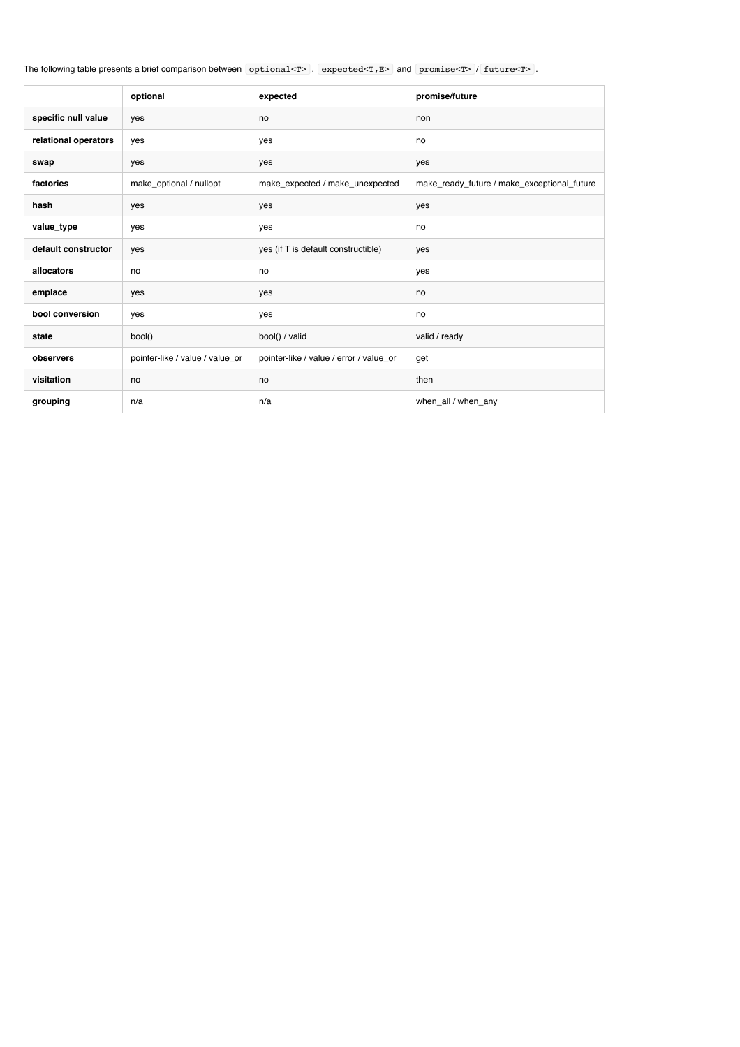The following table presents a brief comparison between `optional<T>`, `expected<T,E>` and `promise<T>` / `future<T>`.

| | optional | expected | promise/future |
|---|---|---|---|
| **specific null value** | yes | no | non |
| **relational operators** | yes | yes | no |
| **swap** | yes | yes | yes |
| **factories** | make_optional / nullopt | make_expected / make_unexpected | make_ready_future / make_exceptional_future |
| **hash** | yes | yes | yes |
| **value_type** | yes | yes | no |
| **default constructor** | yes | yes (if T is default constructible) | yes |
| **allocators** | no | no | yes |
| **emplace** | yes | yes | no |
| **bool conversion** | yes | yes | no |
| **state** | bool() | bool() / valid | valid / ready |
| **observers** | pointer-like / value / value_or | pointer-like / value / error / value_or | get |
| **visitation** | no | no | then |
| **grouping** | n/a | n/a | when_all / when_any |